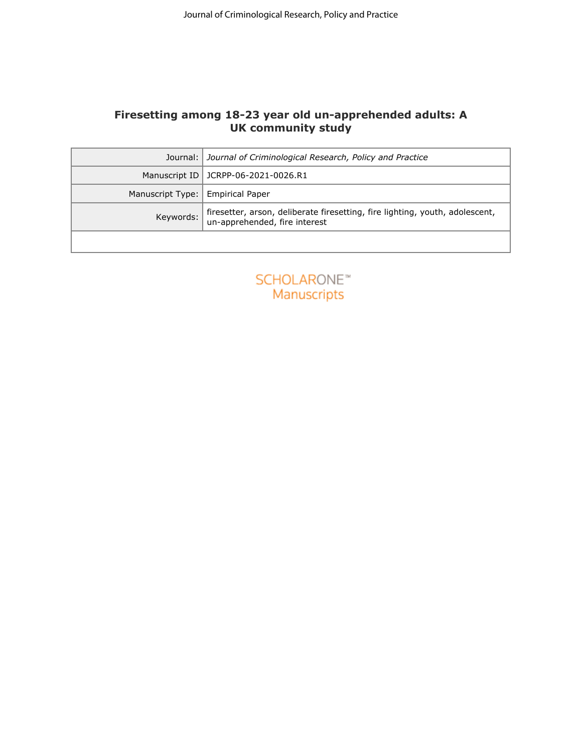# Firesetting among 18-23 year old un-apprehended adults: A UK community study

| | |
|---|---|
| Journal: | *Journal of Criminological Research, Policy and Practice* |
| Manuscript ID | JCRPP-06-2021-0026.R1 |
| Manuscript Type: | Empirical Paper |
| Keywords: | firesetter, arson, deliberate firesetting, fire lighting, youth, adolescent, un-apprehended, fire interest |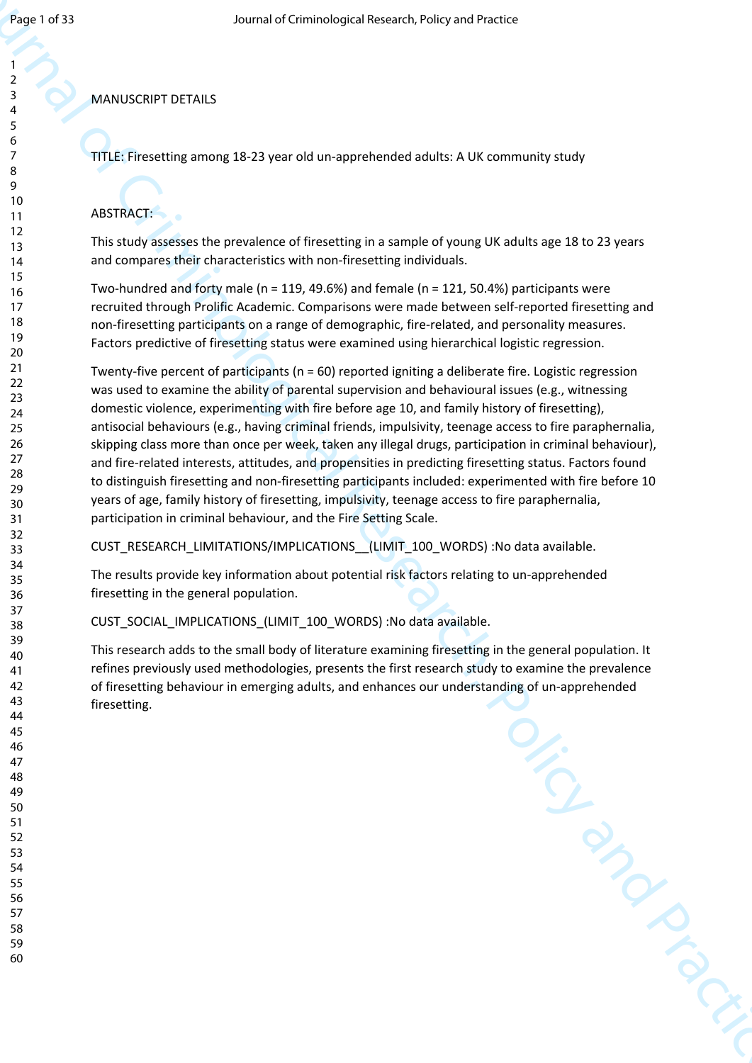MANUSCRIPT DETAILS

TITLE: Firesetting among 18-23 year old un-apprehended adults: A UK community study

ABSTRACT:

This study assesses the prevalence of firesetting in a sample of young UK adults age 18 to 23 years and compares their characteristics with non-firesetting individuals.

Two-hundred and forty male (n = 119, 49.6%) and female (n = 121, 50.4%) participants were recruited through Prolific Academic. Comparisons were made between self-reported firesetting and non-firesetting participants on a range of demographic, fire-related, and personality measures. Factors predictive of firesetting status were examined using hierarchical logistic regression.

Twenty-five percent of participants (n = 60) reported igniting a deliberate fire. Logistic regression was used to examine the ability of parental supervision and behavioural issues (e.g., witnessing domestic violence, experimenting with fire before age 10, and family history of firesetting), antisocial behaviours (e.g., having criminal friends, impulsivity, teenage access to fire paraphernalia, skipping class more than once per week, taken any illegal drugs, participation in criminal behaviour), and fire-related interests, attitudes, and propensities in predicting firesetting status. Factors found to distinguish firesetting and non-firesetting participants included: experimented with fire before 10 years of age, family history of firesetting, impulsivity, teenage access to fire paraphernalia, participation in criminal behaviour, and the Fire Setting Scale.

CUST_RESEARCH_LIMITATIONS/IMPLICATIONS__(LIMIT_100_WORDS) :No data available.

The results provide key information about potential risk factors relating to un-apprehended firesetting in the general population.

CUST_SOCIAL_IMPLICATIONS_(LIMIT_100_WORDS) :No data available.

This research adds to the small body of literature examining firesetting in the general population. It refines previously used methodologies, presents the first research study to examine the prevalence of firesetting behaviour in emerging adults, and enhances our understanding of un-apprehended firesetting.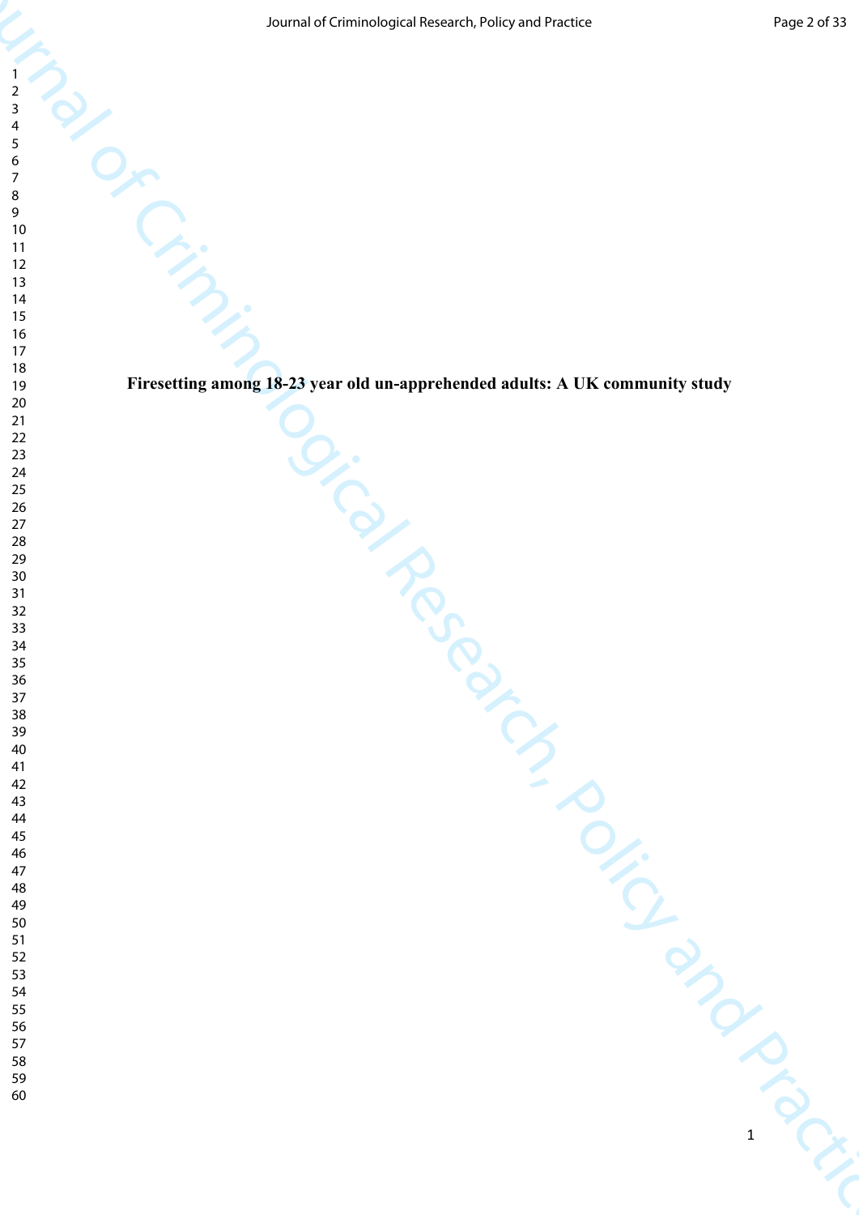**Firesetting among 18-23 year old un-apprehended adults: A UK community study**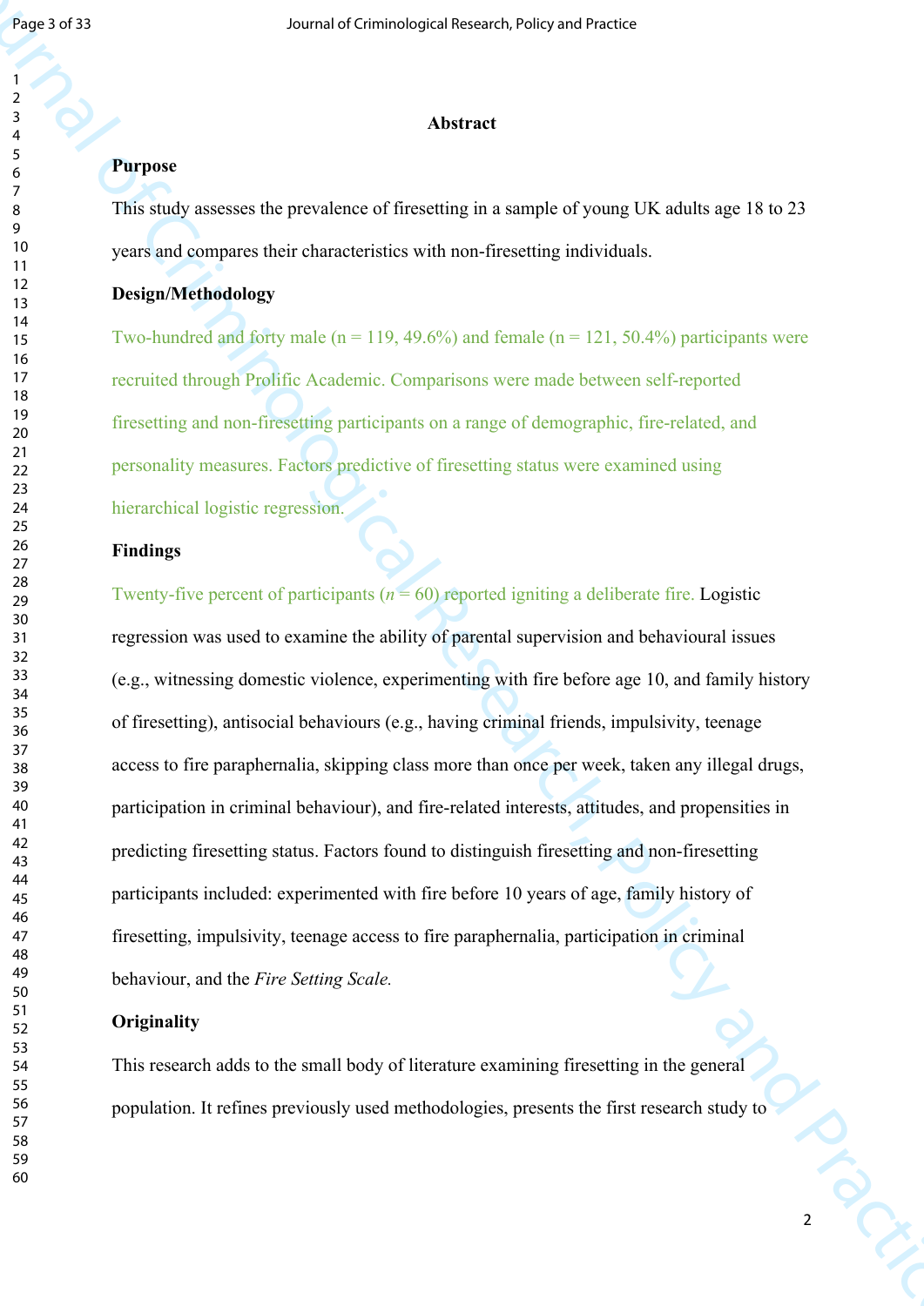## Abstract

### Purpose

This study assesses the prevalence of firesetting in a sample of young UK adults age 18 to 23 years and compares their characteristics with non-firesetting individuals.

### Design/Methodology

Two-hundred and forty male (n = 119, 49.6%) and female (n = 121, 50.4%) participants were recruited through Prolific Academic. Comparisons were made between self-reported firesetting and non-firesetting participants on a range of demographic, fire-related, and personality measures. Factors predictive of firesetting status were examined using hierarchical logistic regression.

### Findings

Twenty-five percent of participants (*n* = 60) reported igniting a deliberate fire. Logistic regression was used to examine the ability of parental supervision and behavioural issues (e.g., witnessing domestic violence, experimenting with fire before age 10, and family history of firesetting), antisocial behaviours (e.g., having criminal friends, impulsivity, teenage access to fire paraphernalia, skipping class more than once per week, taken any illegal drugs, participation in criminal behaviour), and fire-related interests, attitudes, and propensities in predicting firesetting status. Factors found to distinguish firesetting and non-firesetting participants included: experimented with fire before 10 years of age, family history of firesetting, impulsivity, teenage access to fire paraphernalia, participation in criminal behaviour, and the *Fire Setting Scale.*

### Originality

This research adds to the small body of literature examining firesetting in the general population. It refines previously used methodologies, presents the first research study to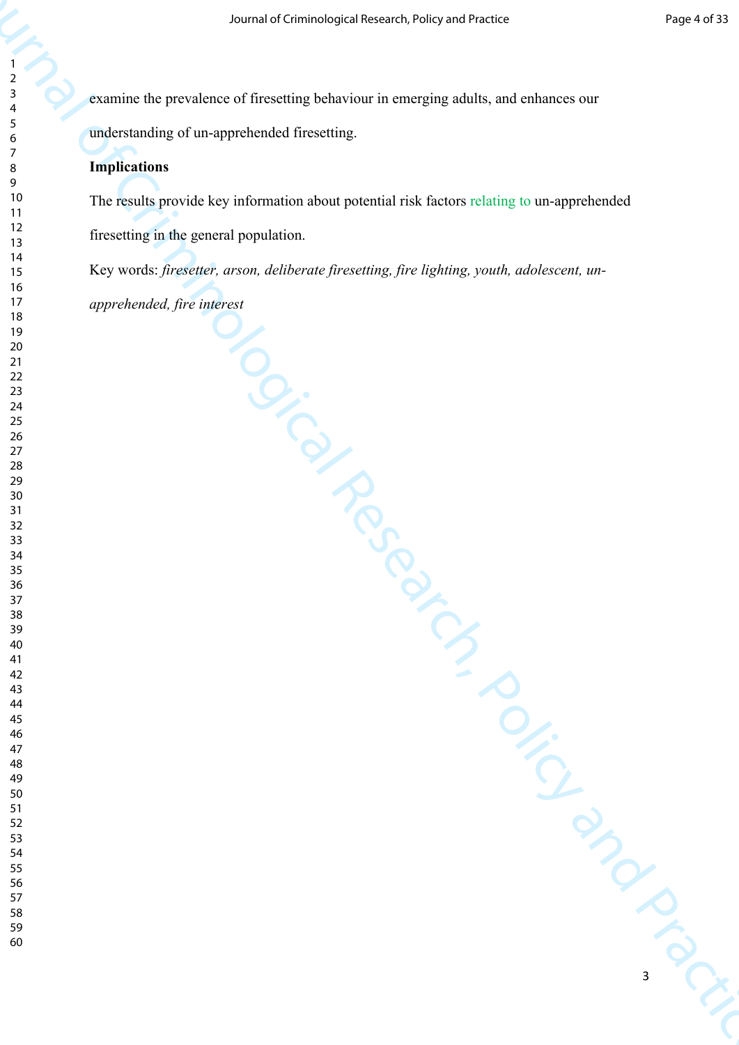examine the prevalence of firesetting behaviour in emerging adults, and enhances our understanding of un-apprehended firesetting.

**Implications**

The results provide key information about potential risk factors relating to un-apprehended firesetting in the general population.

Key words: *firesetter, arson, deliberate firesetting, fire lighting, youth, adolescent, un-apprehended, fire interest*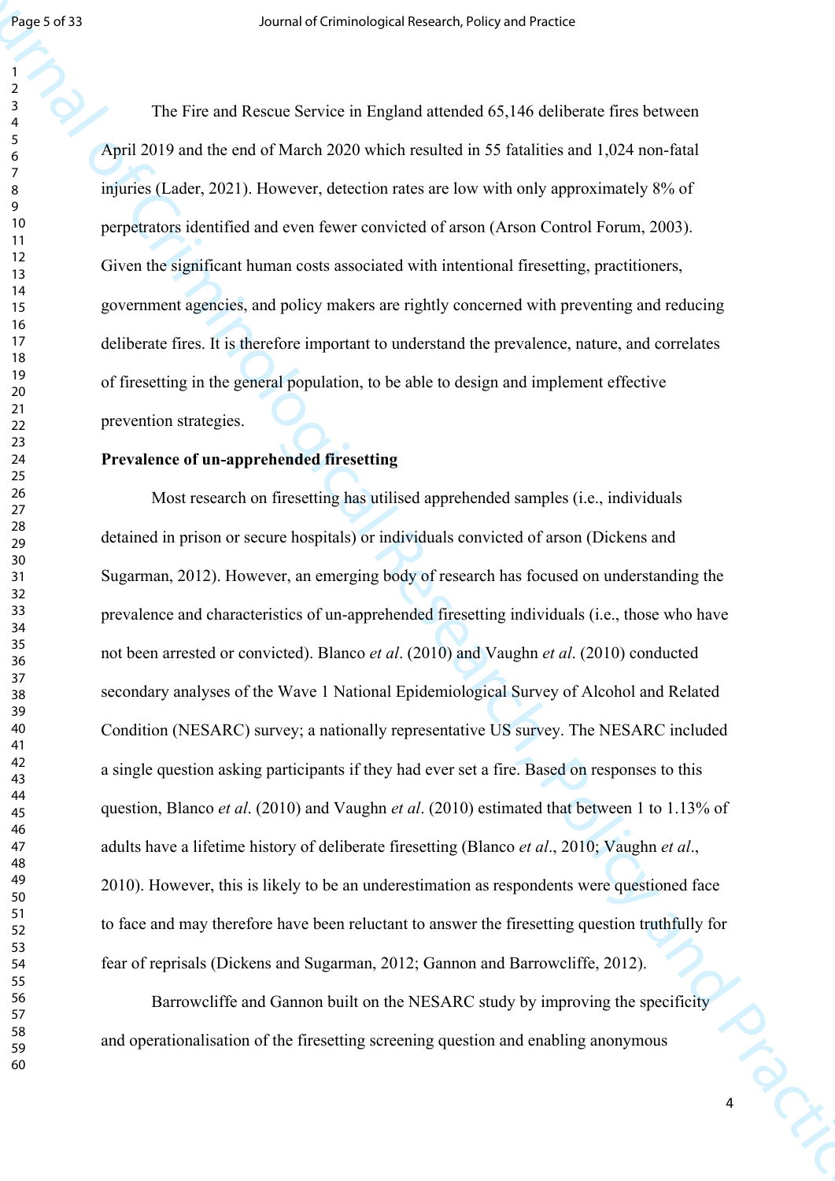The Fire and Rescue Service in England attended 65,146 deliberate fires between April 2019 and the end of March 2020 which resulted in 55 fatalities and 1,024 non-fatal injuries (Lader, 2021). However, detection rates are low with only approximately 8% of perpetrators identified and even fewer convicted of arson (Arson Control Forum, 2003). Given the significant human costs associated with intentional firesetting, practitioners, government agencies, and policy makers are rightly concerned with preventing and reducing deliberate fires. It is therefore important to understand the prevalence, nature, and correlates of firesetting in the general population, to be able to design and implement effective prevention strategies.

**Prevalence of un-apprehended firesetting**

Most research on firesetting has utilised apprehended samples (i.e., individuals detained in prison or secure hospitals) or individuals convicted of arson (Dickens and Sugarman, 2012). However, an emerging body of research has focused on understanding the prevalence and characteristics of un-apprehended firesetting individuals (i.e., those who have not been arrested or convicted). Blanco *et al*. (2010) and Vaughn *et al*. (2010) conducted secondary analyses of the Wave 1 National Epidemiological Survey of Alcohol and Related Condition (NESARC) survey; a nationally representative US survey. The NESARC included a single question asking participants if they had ever set a fire. Based on responses to this question, Blanco *et al*. (2010) and Vaughn *et al*. (2010) estimated that between 1 to 1.13% of adults have a lifetime history of deliberate firesetting (Blanco *et al*., 2010; Vaughn *et al*., 2010). However, this is likely to be an underestimation as respondents were questioned face to face and may therefore have been reluctant to answer the firesetting question truthfully for fear of reprisals (Dickens and Sugarman, 2012; Gannon and Barrowcliffe, 2012).

Barrowcliffe and Gannon built on the NESARC study by improving the specificity and operationalisation of the firesetting screening question and enabling anonymous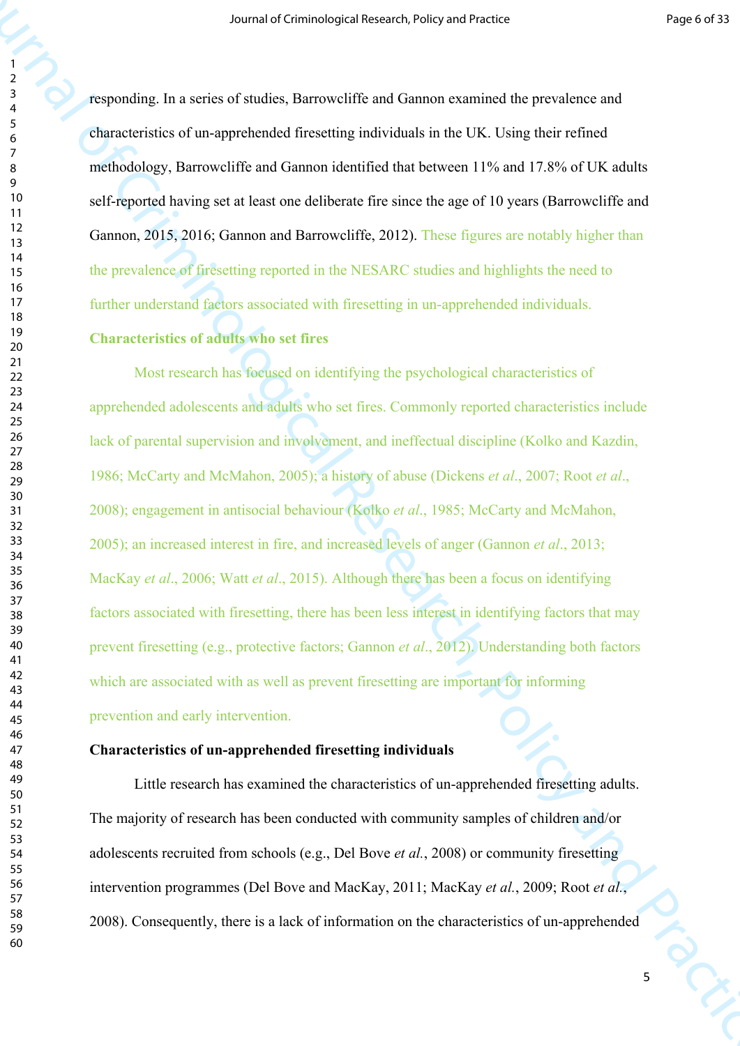responding. In a series of studies, Barrowcliffe and Gannon examined the prevalence and characteristics of un-apprehended firesetting individuals in the UK. Using their refined methodology, Barrowcliffe and Gannon identified that between 11% and 17.8% of UK adults self-reported having set at least one deliberate fire since the age of 10 years (Barrowcliffe and Gannon, 2015, 2016; Gannon and Barrowcliffe, 2012). These figures are notably higher than the prevalence of firesetting reported in the NESARC studies and highlights the need to further understand factors associated with firesetting in un-apprehended individuals.

**Characteristics of adults who set fires**

Most research has focused on identifying the psychological characteristics of apprehended adolescents and adults who set fires. Commonly reported characteristics include lack of parental supervision and involvement, and ineffectual discipline (Kolko and Kazdin, 1986; McCarty and McMahon, 2005); a history of abuse (Dickens *et al*., 2007; Root *et al*., 2008); engagement in antisocial behaviour (Kolko *et al*., 1985; McCarty and McMahon, 2005); an increased interest in fire, and increased levels of anger (Gannon *et al*., 2013; MacKay *et al*., 2006; Watt *et al*., 2015). Although there has been a focus on identifying factors associated with firesetting, there has been less interest in identifying factors that may prevent firesetting (e.g., protective factors; Gannon *et al*., 2012). Understanding both factors which are associated with as well as prevent firesetting are important for informing prevention and early intervention.

**Characteristics of un-apprehended firesetting individuals**

Little research has examined the characteristics of un-apprehended firesetting adults. The majority of research has been conducted with community samples of children and/or adolescents recruited from schools (e.g., Del Bove *et al.*, 2008) or community firesetting intervention programmes (Del Bove and MacKay, 2011; MacKay *et al.*, 2009; Root *et al.*, 2008). Consequently, there is a lack of information on the characteristics of un-apprehended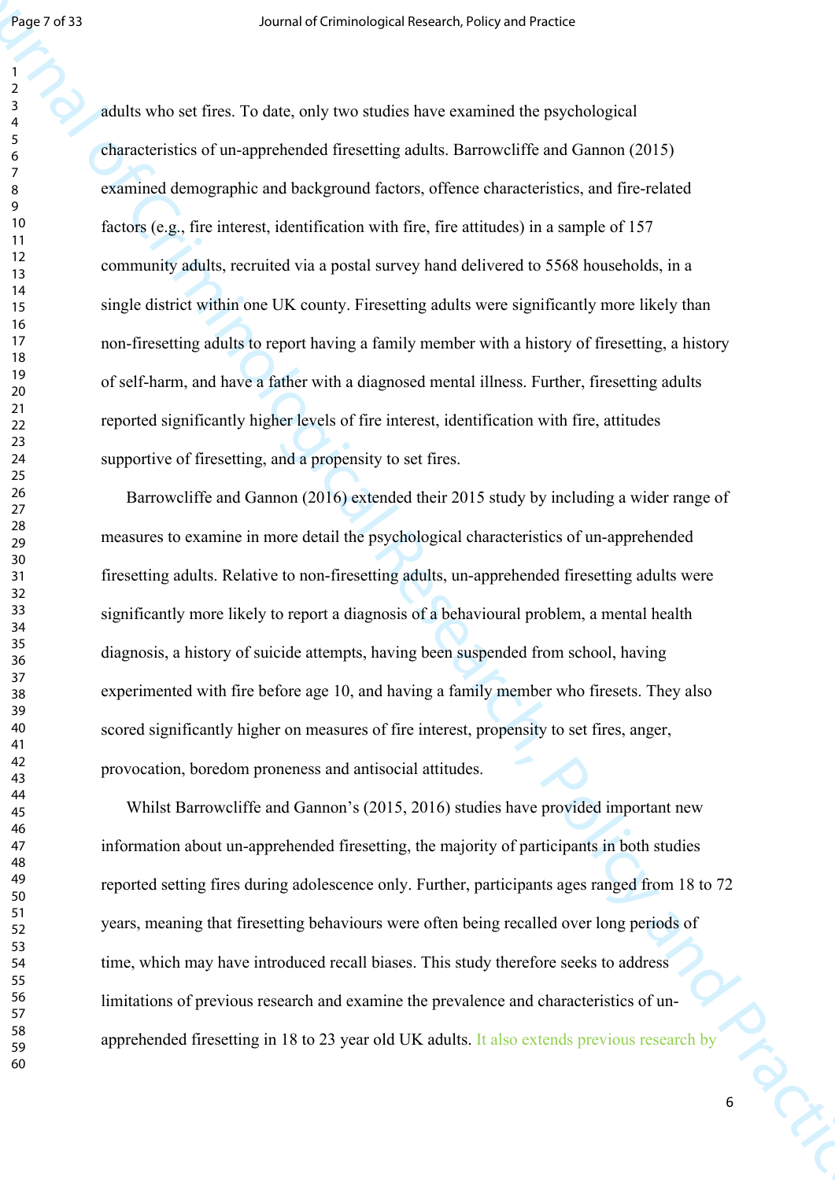adults who set fires. To date, only two studies have examined the psychological characteristics of un-apprehended firesetting adults. Barrowcliffe and Gannon (2015) examined demographic and background factors, offence characteristics, and fire-related factors (e.g., fire interest, identification with fire, fire attitudes) in a sample of 157 community adults, recruited via a postal survey hand delivered to 5568 households, in a single district within one UK county. Firesetting adults were significantly more likely than non-firesetting adults to report having a family member with a history of firesetting, a history of self-harm, and have a father with a diagnosed mental illness. Further, firesetting adults reported significantly higher levels of fire interest, identification with fire, attitudes supportive of firesetting, and a propensity to set fires.

Barrowcliffe and Gannon (2016) extended their 2015 study by including a wider range of measures to examine in more detail the psychological characteristics of un-apprehended firesetting adults. Relative to non-firesetting adults, un-apprehended firesetting adults were significantly more likely to report a diagnosis of a behavioural problem, a mental health diagnosis, a history of suicide attempts, having been suspended from school, having experimented with fire before age 10, and having a family member who firesets. They also scored significantly higher on measures of fire interest, propensity to set fires, anger, provocation, boredom proneness and antisocial attitudes.

Whilst Barrowcliffe and Gannon's (2015, 2016) studies have provided important new information about un-apprehended firesetting, the majority of participants in both studies reported setting fires during adolescence only. Further, participants ages ranged from 18 to 72 years, meaning that firesetting behaviours were often being recalled over long periods of time, which may have introduced recall biases. This study therefore seeks to address limitations of previous research and examine the prevalence and characteristics of un-apprehended firesetting in 18 to 23 year old UK adults. It also extends previous research by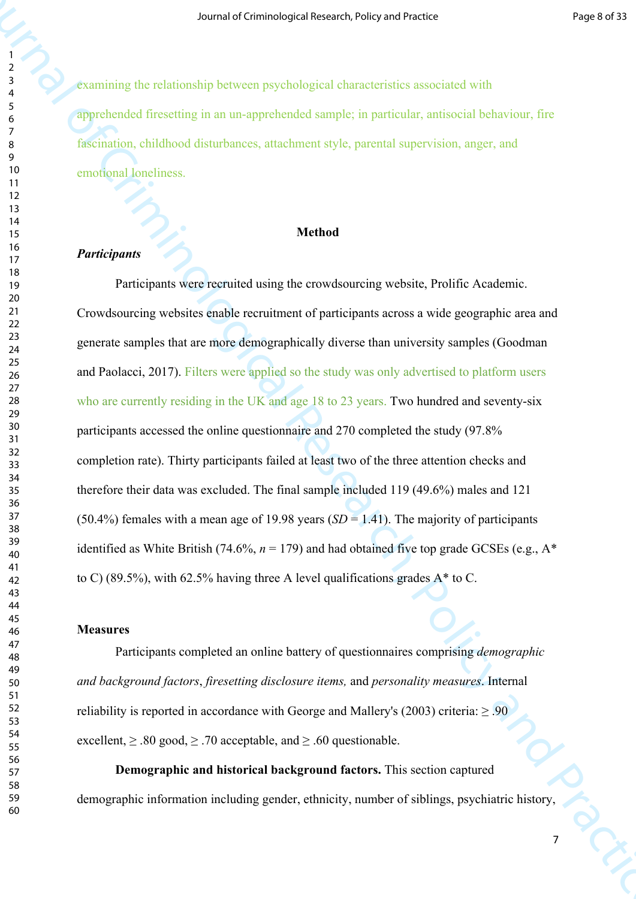examining the relationship between psychological characteristics associated with apprehended firesetting in an un-apprehended sample; in particular, antisocial behaviour, fire fascination, childhood disturbances, attachment style, parental supervision, anger, and emotional loneliness.

## Method

### *Participants*

Participants were recruited using the crowdsourcing website, Prolific Academic. Crowdsourcing websites enable recruitment of participants across a wide geographic area and generate samples that are more demographically diverse than university samples (Goodman and Paolacci, 2017). Filters were applied so the study was only advertised to platform users who are currently residing in the UK and age 18 to 23 years. Two hundred and seventy-six participants accessed the online questionnaire and 270 completed the study (97.8% completion rate). Thirty participants failed at least two of the three attention checks and therefore their data was excluded. The final sample included 119 (49.6%) males and 121 (50.4%) females with a mean age of 19.98 years (*SD* = 1.41). The majority of participants identified as White British (74.6%, *n* = 179) and had obtained five top grade GCSEs (e.g., A* to C) (89.5%), with 62.5% having three A level qualifications grades A* to C.

### Measures

Participants completed an online battery of questionnaires comprising *demographic and background factors*, *firesetting disclosure items,* and *personality measures*. Internal reliability is reported in accordance with George and Mallery's (2003) criteria: ≥ .90 excellent, ≥ .80 good, ≥ .70 acceptable, and ≥ .60 questionable.

**Demographic and historical background factors.** This section captured demographic information including gender, ethnicity, number of siblings, psychiatric history,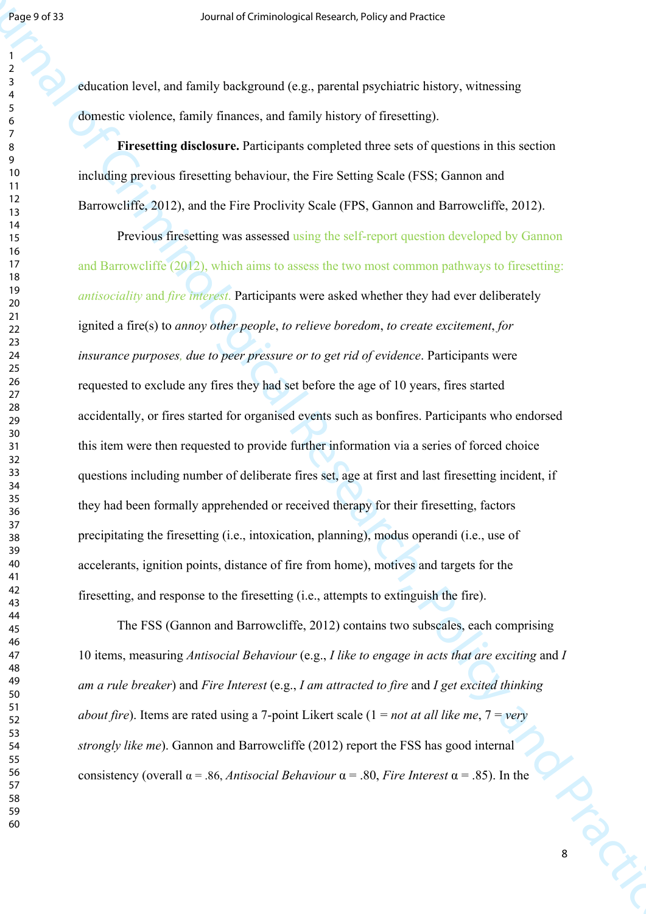education level, and family background (e.g., parental psychiatric history, witnessing domestic violence, family finances, and family history of firesetting).

**Firesetting disclosure.** Participants completed three sets of questions in this section including previous firesetting behaviour, the Fire Setting Scale (FSS; Gannon and Barrowcliffe, 2012), and the Fire Proclivity Scale (FPS, Gannon and Barrowcliffe, 2012).

Previous firesetting was assessed using the self-report question developed by Gannon and Barrowcliffe (2012), which aims to assess the two most common pathways to firesetting: *antisociality* and *fire interest*. Participants were asked whether they had ever deliberately ignited a fire(s) to *annoy other people*, *to relieve boredom*, *to create excitement*, *for insurance purposes*, *due to peer pressure or to get rid of evidence*. Participants were requested to exclude any fires they had set before the age of 10 years, fires started accidentally, or fires started for organised events such as bonfires. Participants who endorsed this item were then requested to provide further information via a series of forced choice questions including number of deliberate fires set, age at first and last firesetting incident, if they had been formally apprehended or received therapy for their firesetting, factors precipitating the firesetting (i.e., intoxication, planning), modus operandi (i.e., use of accelerants, ignition points, distance of fire from home), motives and targets for the firesetting, and response to the firesetting (i.e., attempts to extinguish the fire).

The FSS (Gannon and Barrowcliffe, 2012) contains two subscales, each comprising 10 items, measuring *Antisocial Behaviour* (e.g., *I like to engage in acts that are exciting* and *I am a rule breaker*) and *Fire Interest* (e.g., *I am attracted to fire* and *I get excited thinking about fire*). Items are rated using a 7-point Likert scale (1 = *not at all like me*, 7 = *very strongly like me*). Gannon and Barrowcliffe (2012) report the FSS has good internal consistency (overall α = .86, *Antisocial Behaviour* α = .80, *Fire Interest* α = .85). In the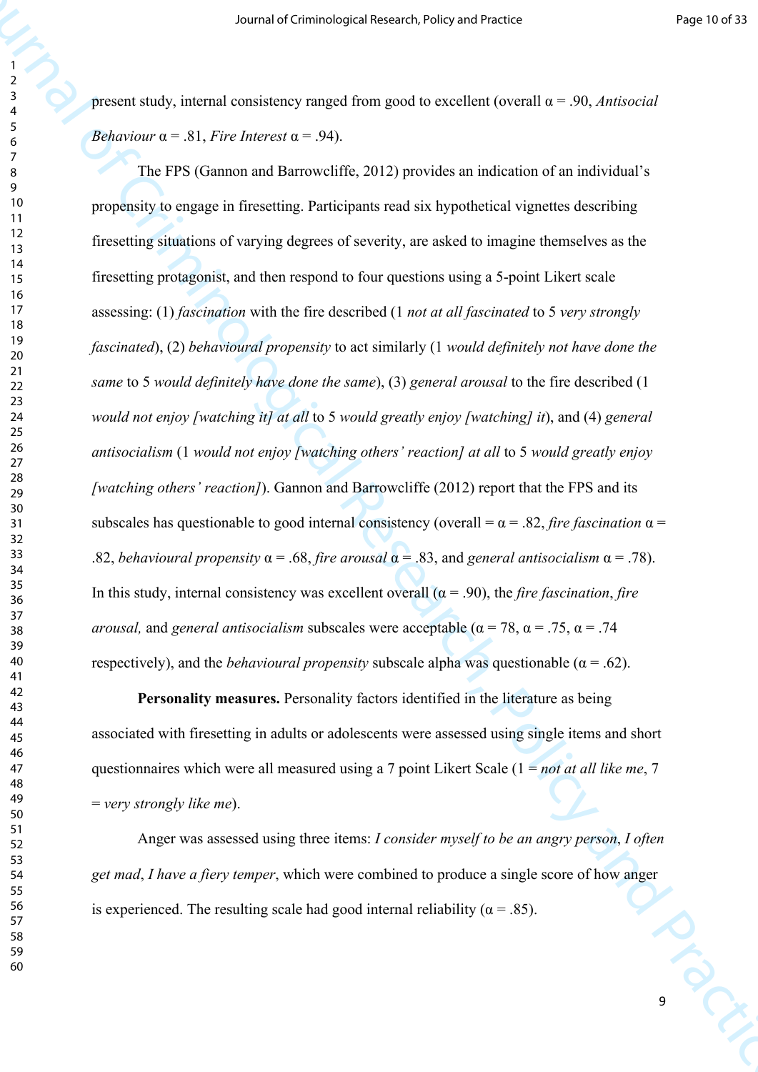present study, internal consistency ranged from good to excellent (overall α = .90, *Antisocial Behaviour* α = .81, *Fire Interest* α = .94).

The FPS (Gannon and Barrowcliffe, 2012) provides an indication of an individual's propensity to engage in firesetting. Participants read six hypothetical vignettes describing firesetting situations of varying degrees of severity, are asked to imagine themselves as the firesetting protagonist, and then respond to four questions using a 5-point Likert scale assessing: (1) *fascination* with the fire described (1 *not at all fascinated* to 5 *very strongly fascinated*), (2) *behavioural propensity* to act similarly (1 *would definitely not have done the same* to 5 *would definitely have done the same*), (3) *general arousal* to the fire described (1 *would not enjoy [watching it] at all* to 5 *would greatly enjoy [watching] it*), and (4) *general antisocialism* (1 *would not enjoy [watching others' reaction] at all* to 5 *would greatly enjoy [watching others' reaction]*). Gannon and Barrowcliffe (2012) report that the FPS and its subscales has questionable to good internal consistency (overall = α = .82, *fire fascination* α = .82, *behavioural propensity* α = .68, *fire arousal* α = .83, and *general antisocialism* α = .78). In this study, internal consistency was excellent overall (α = .90), the *fire fascination*, *fire arousal,* and *general antisocialism* subscales were acceptable (α = 78, α = .75, α = .74 respectively), and the *behavioural propensity* subscale alpha was questionable (α = .62).

**Personality measures.** Personality factors identified in the literature as being associated with firesetting in adults or adolescents were assessed using single items and short questionnaires which were all measured using a 7 point Likert Scale (1 = *not at all like me*, 7 = *very strongly like me*).

Anger was assessed using three items: *I consider myself to be an angry person*, *I often get mad*, *I have a fiery temper*, which were combined to produce a single score of how anger is experienced. The resulting scale had good internal reliability (α = .85).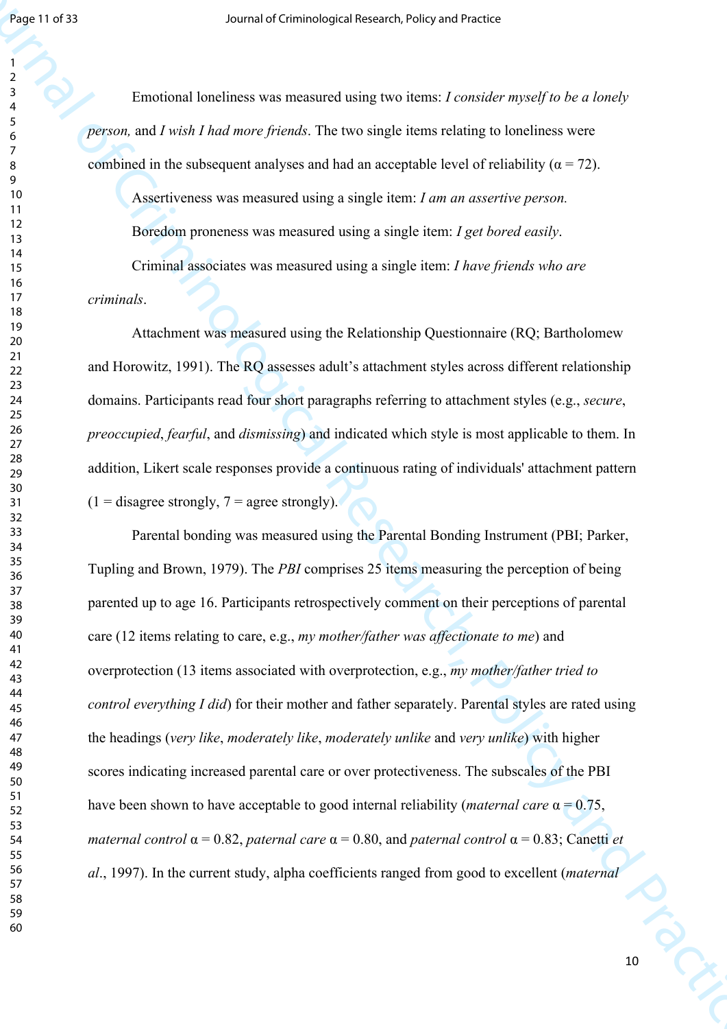Emotional loneliness was measured using two items: *I consider myself to be a lonely person,* and *I wish I had more friends*. The two single items relating to loneliness were combined in the subsequent analyses and had an acceptable level of reliability (α = 72).

Assertiveness was measured using a single item: *I am an assertive person.*

Boredom proneness was measured using a single item: *I get bored easily*.

Criminal associates was measured using a single item: *I have friends who are criminals*.

Attachment was measured using the Relationship Questionnaire (RQ; Bartholomew and Horowitz, 1991). The RQ assesses adult's attachment styles across different relationship domains. Participants read four short paragraphs referring to attachment styles (e.g., *secure*, *preoccupied*, *fearful*, and *dismissing*) and indicated which style is most applicable to them. In addition, Likert scale responses provide a continuous rating of individuals' attachment pattern (1 = disagree strongly, 7 = agree strongly).

Parental bonding was measured using the Parental Bonding Instrument (PBI; Parker, Tupling and Brown, 1979). The *PBI* comprises 25 items measuring the perception of being parented up to age 16. Participants retrospectively comment on their perceptions of parental care (12 items relating to care, e.g., *my mother/father was affectionate to me*) and overprotection (13 items associated with overprotection, e.g., *my mother/father tried to control everything I did*) for their mother and father separately. Parental styles are rated using the headings (*very like*, *moderately like*, *moderately unlike* and *very unlike*) with higher scores indicating increased parental care or over protectiveness. The subscales of the PBI have been shown to have acceptable to good internal reliability (*maternal care* α = 0.75, *maternal control* α = 0.82, *paternal care* α = 0.80, and *paternal control* α = 0.83; Canetti *et al*., 1997). In the current study, alpha coefficients ranged from good to excellent (*maternal*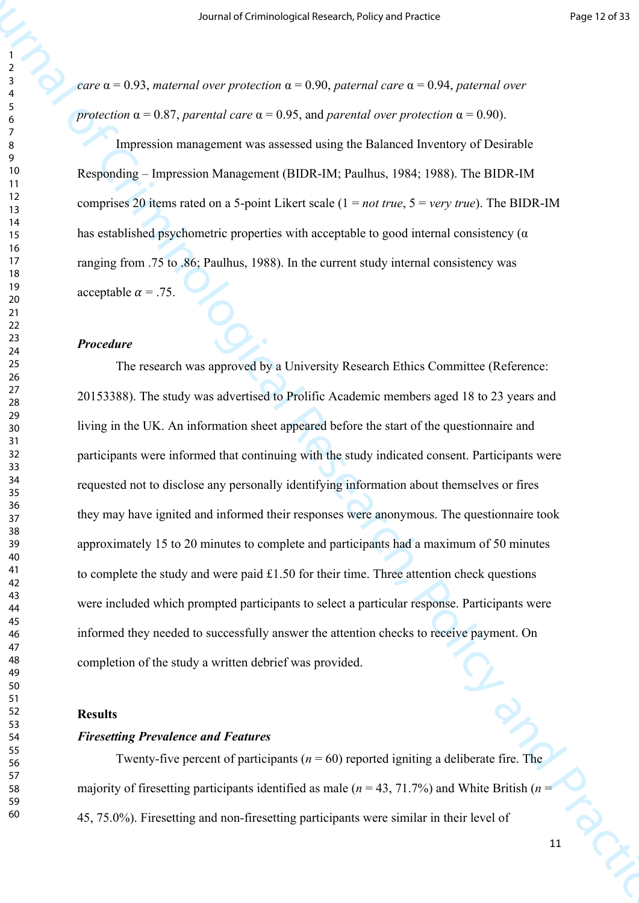*care* α = 0.93, *maternal over protection* α = 0.90, *paternal care* α = 0.94, *paternal over protection* α = 0.87, *parental care* α = 0.95, and *parental over protection* α = 0.90).

Impression management was assessed using the Balanced Inventory of Desirable Responding – Impression Management (BIDR-IM; Paulhus, 1984; 1988). The BIDR-IM comprises 20 items rated on a 5-point Likert scale (1 = *not true*, 5 = *very true*). The BIDR-IM has established psychometric properties with acceptable to good internal consistency (α ranging from .75 to .86; Paulhus, 1988). In the current study internal consistency was acceptable $\alpha = .75$.

### *Procedure*

The research was approved by a University Research Ethics Committee (Reference: 20153388). The study was advertised to Prolific Academic members aged 18 to 23 years and living in the UK. An information sheet appeared before the start of the questionnaire and participants were informed that continuing with the study indicated consent. Participants were requested not to disclose any personally identifying information about themselves or fires they may have ignited and informed their responses were anonymous. The questionnaire took approximately 15 to 20 minutes to complete and participants had a maximum of 50 minutes to complete the study and were paid £1.50 for their time. Three attention check questions were included which prompted participants to select a particular response. Participants were informed they needed to successfully answer the attention checks to receive payment. On completion of the study a written debrief was provided.

## Results

### *Firesetting Prevalence and Features*

Twenty-five percent of participants ($n = 60$) reported igniting a deliberate fire. The majority of firesetting participants identified as male ($n = 43$, 71.7%) and White British ($n = 45$, 75.0%). Firesetting and non-firesetting participants were similar in their level of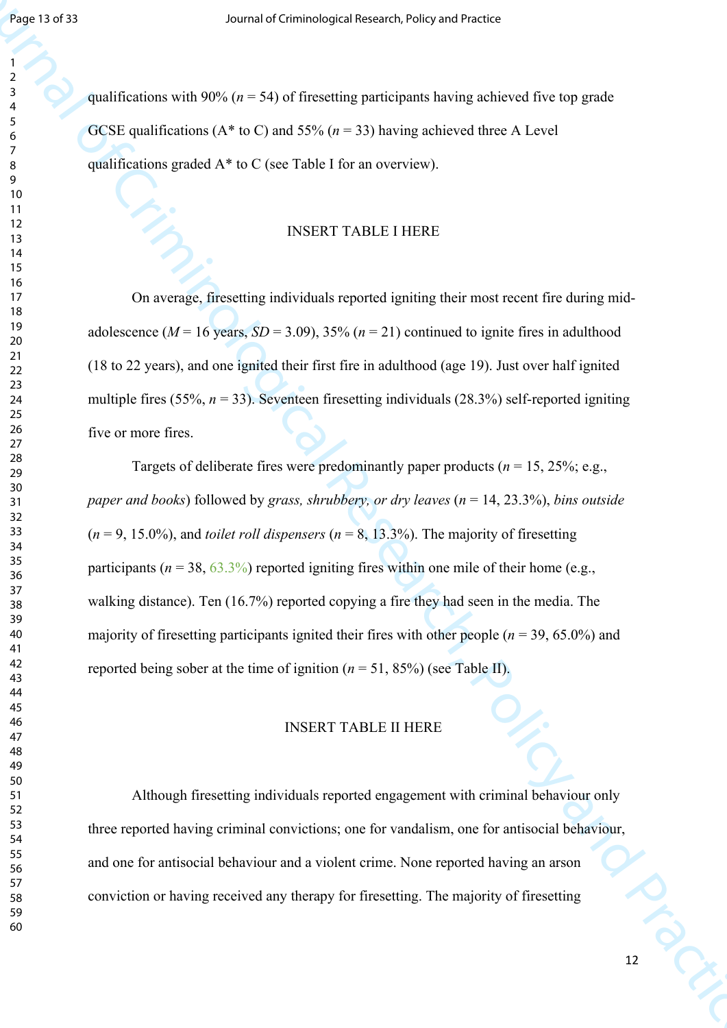qualifications with 90% ($n$ = 54) of firesetting participants having achieved five top grade GCSE qualifications (A* to C) and 55% ($n$ = 33) having achieved three A Level qualifications graded A* to C (see Table I for an overview).

INSERT TABLE I HERE

On average, firesetting individuals reported igniting their most recent fire during mid-adolescence ($M$ = 16 years, $SD$ = 3.09), 35% ($n$ = 21) continued to ignite fires in adulthood (18 to 22 years), and one ignited their first fire in adulthood (age 19). Just over half ignited multiple fires (55%, $n$ = 33). Seventeen firesetting individuals (28.3%) self-reported igniting five or more fires.

Targets of deliberate fires were predominantly paper products ($n$ = 15, 25%; e.g., *paper and books*) followed by *grass, shrubbery, or dry leaves* ($n$ = 14, 23.3%), *bins outside* ($n$ = 9, 15.0%), and *toilet roll dispensers* ($n$ = 8, 13.3%). The majority of firesetting participants ($n$ = 38, 63.3%) reported igniting fires within one mile of their home (e.g., walking distance). Ten (16.7%) reported copying a fire they had seen in the media. The majority of firesetting participants ignited their fires with other people ($n$ = 39, 65.0%) and reported being sober at the time of ignition ($n$ = 51, 85%) (see Table II).

INSERT TABLE II HERE

Although firesetting individuals reported engagement with criminal behaviour only three reported having criminal convictions; one for vandalism, one for antisocial behaviour, and one for antisocial behaviour and a violent crime. None reported having an arson conviction or having received any therapy for firesetting. The majority of firesetting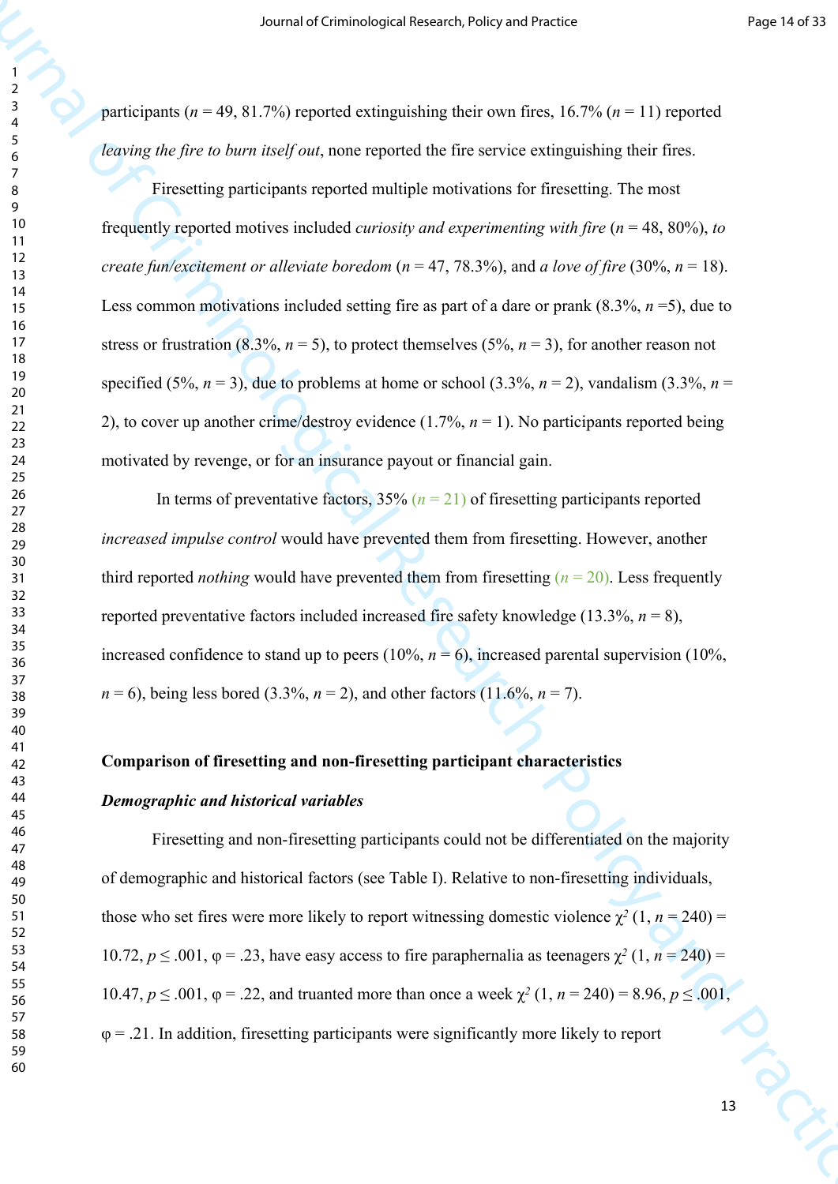participants ($n$ = 49, 81.7%) reported extinguishing their own fires, 16.7% ($n$ = 11) reported *leaving the fire to burn itself out*, none reported the fire service extinguishing their fires.

Firesetting participants reported multiple motivations for firesetting. The most frequently reported motives included *curiosity and experimenting with fire* ($n$ = 48, 80%), *to create fun/excitement or alleviate boredom* ($n$ = 47, 78.3%), and *a love of fire* (30%, $n$ = 18). Less common motivations included setting fire as part of a dare or prank (8.3%, $n$ =5), due to stress or frustration (8.3%, $n$ = 5), to protect themselves (5%, $n$ = 3), for another reason not specified (5%, $n$ = 3), due to problems at home or school (3.3%, $n$ = 2), vandalism (3.3%, $n$ = 2), to cover up another crime/destroy evidence (1.7%, $n$ = 1). No participants reported being motivated by revenge, or for an insurance payout or financial gain.

In terms of preventative factors, 35% ($n$ = 21) of firesetting participants reported *increased impulse control* would have prevented them from firesetting. However, another third reported *nothing* would have prevented them from firesetting ($n$ = 20). Less frequently reported preventative factors included increased fire safety knowledge (13.3%, $n$ = 8), increased confidence to stand up to peers (10%, $n$ = 6), increased parental supervision (10%, $n$ = 6), being less bored (3.3%, $n$ = 2), and other factors (11.6%, $n$ = 7).

## Comparison of firesetting and non-firesetting participant characteristics

### *Demographic and historical variables*

Firesetting and non-firesetting participants could not be differentiated on the majority of demographic and historical factors (see Table I). Relative to non-firesetting individuals, those who set fires were more likely to report witnessing domestic violence $\chi^2$ (1, $n$ = 240) = 10.72, $p \leq .001$, $\varphi = .23$, have easy access to fire paraphernalia as teenagers $\chi^2$ (1, $n$ = 240) = 10.47, $p \leq .001$, $\varphi = .22$, and truanted more than once a week $\chi^2$ (1, $n$ = 240) = 8.96, $p \leq .001$, $\varphi = .21$. In addition, firesetting participants were significantly more likely to report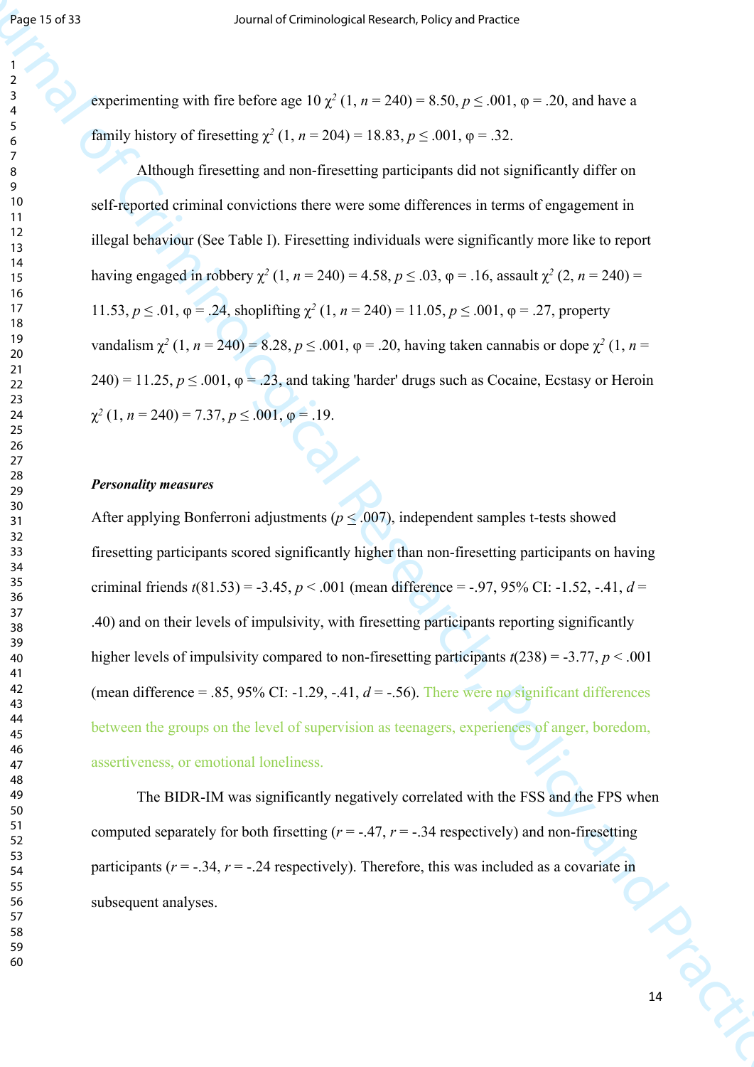experimenting with fire before age 10 $\chi^2$ (1, $n$ = 240) = 8.50, $p \leq .001$, φ = .20, and have a family history of firesetting $\chi^2$ (1, $n$ = 204) = 18.83, $p \leq .001$, φ = .32.

Although firesetting and non-firesetting participants did not significantly differ on self-reported criminal convictions there were some differences in terms of engagement in illegal behaviour (See Table I). Firesetting individuals were significantly more like to report having engaged in robbery $\chi^2$ (1, $n$ = 240) = 4.58, $p \leq .03$, φ = .16, assault $\chi^2$ (2, $n$ = 240) = 11.53, $p \leq .01$, φ = .24, shoplifting $\chi^2$ (1, $n$ = 240) = 11.05, $p \leq .001$, φ = .27, property vandalism $\chi^2$ (1, $n$ = 240) = 8.28, $p \leq .001$, φ = .20, having taken cannabis or dope $\chi^2$ (1, $n$ = 240) = 11.25, $p \leq .001$, φ = .23, and taking 'harder' drugs such as Cocaine, Ecstasy or Heroin $\chi^2$ (1, $n$ = 240) = 7.37, $p \leq .001$, φ = .19.

***Personality measures***

After applying Bonferroni adjustments ($p \leq .007$), independent samples t-tests showed firesetting participants scored significantly higher than non-firesetting participants on having criminal friends $t$(81.53) = -3.45, $p < .001$ (mean difference = -.97, 95% CI: -1.52, -.41, $d$ = .40) and on their levels of impulsivity, with firesetting participants reporting significantly higher levels of impulsivity compared to non-firesetting participants $t$(238) = -3.77, $p < .001$ (mean difference = .85, 95% CI: -1.29, -.41, $d$ = -.56). There were no significant differences between the groups on the level of supervision as teenagers, experiences of anger, boredom, assertiveness, or emotional loneliness.

The BIDR-IM was significantly negatively correlated with the FSS and the FPS when computed separately for both firsetting ($r$ = -.47, $r$ = -.34 respectively) and non-firesetting participants ($r$ = -.34, $r$ = -.24 respectively). Therefore, this was included as a covariate in subsequent analyses.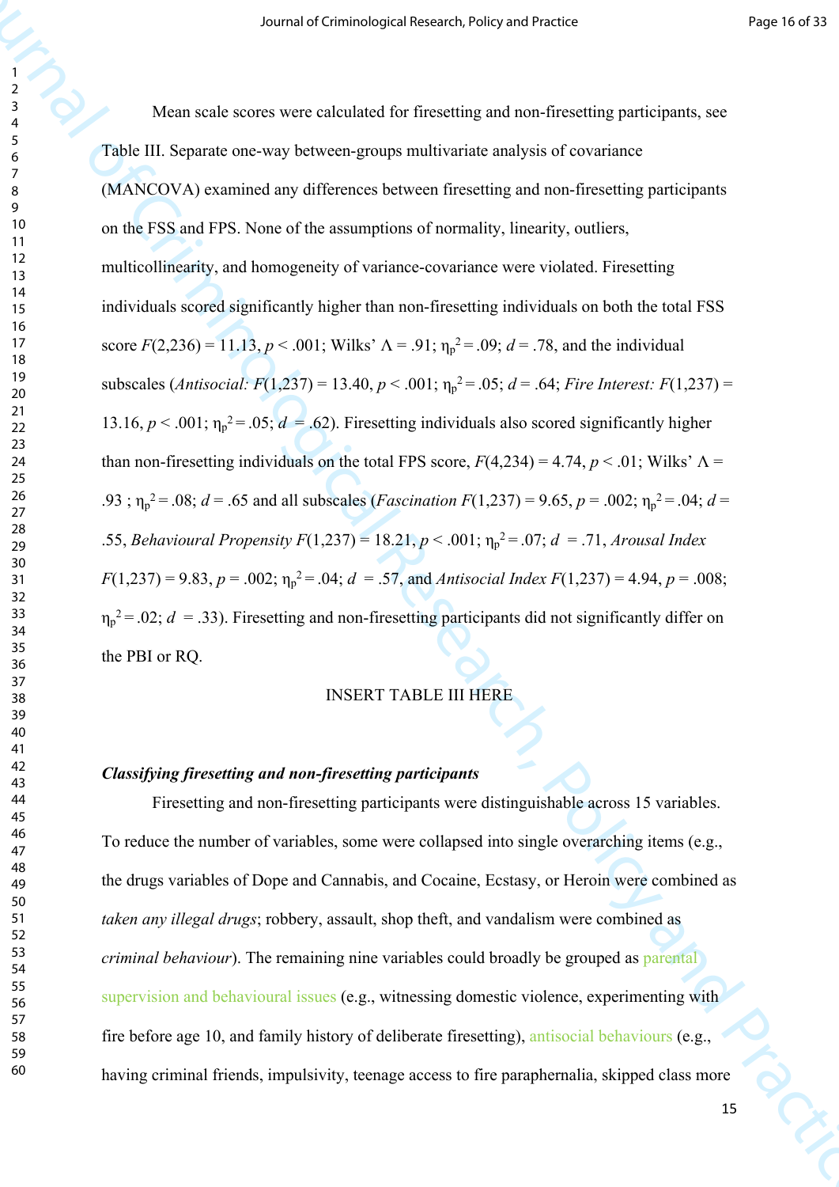Mean scale scores were calculated for firesetting and non-firesetting participants, see Table III. Separate one-way between-groups multivariate analysis of covariance (MANCOVA) examined any differences between firesetting and non-firesetting participants on the FSS and FPS. None of the assumptions of normality, linearity, outliers, multicollinearity, and homogeneity of variance-covariance were violated. Firesetting individuals scored significantly higher than non-firesetting individuals on both the total FSS score $F(2,236) = 11.13$, $p < .001$; Wilks' $\Lambda = .91$; $\eta_p^2 = .09$; $d = .78$, and the individual subscales (*Antisocial:* $F(1,237) = 13.40$, $p < .001$; $\eta_p^2 = .05$; $d = .64$; *Fire Interest:* $F(1,237) = 13.16$, $p < .001$; $\eta_p^2 = .05$; $d = .62$). Firesetting individuals also scored significantly higher than non-firesetting individuals on the total FPS score, $F(4,234) = 4.74$, $p < .01$; Wilks' $\Lambda = .93$ ; $\eta_p^2 = .08$; $d = .65$ and all subscales (*Fascination* $F(1,237) = 9.65$, $p = .002$; $\eta_p^2 = .04$; $d = .55$, *Behavioural Propensity* $F(1,237) = 18.21$, $p < .001$; $\eta_p^2 = .07$; $d = .71$, *Arousal Index* $F(1,237) = 9.83$, $p = .002$; $\eta_p^2 = .04$; $d = .57$, and *Antisocial Index* $F(1,237) = 4.94$, $p = .008$; $\eta_p^2 = .02$; $d = .33$). Firesetting and non-firesetting participants did not significantly differ on the PBI or RQ.

INSERT TABLE III HERE

***Classifying firesetting and non-firesetting participants***

Firesetting and non-firesetting participants were distinguishable across 15 variables. To reduce the number of variables, some were collapsed into single overarching items (e.g., the drugs variables of Dope and Cannabis, and Cocaine, Ecstasy, or Heroin were combined as *taken any illegal drugs*; robbery, assault, shop theft, and vandalism were combined as *criminal behaviour*). The remaining nine variables could broadly be grouped as parental supervision and behavioural issues (e.g., witnessing domestic violence, experimenting with fire before age 10, and family history of deliberate firesetting), antisocial behaviours (e.g., having criminal friends, impulsivity, teenage access to fire paraphernalia, skipped class more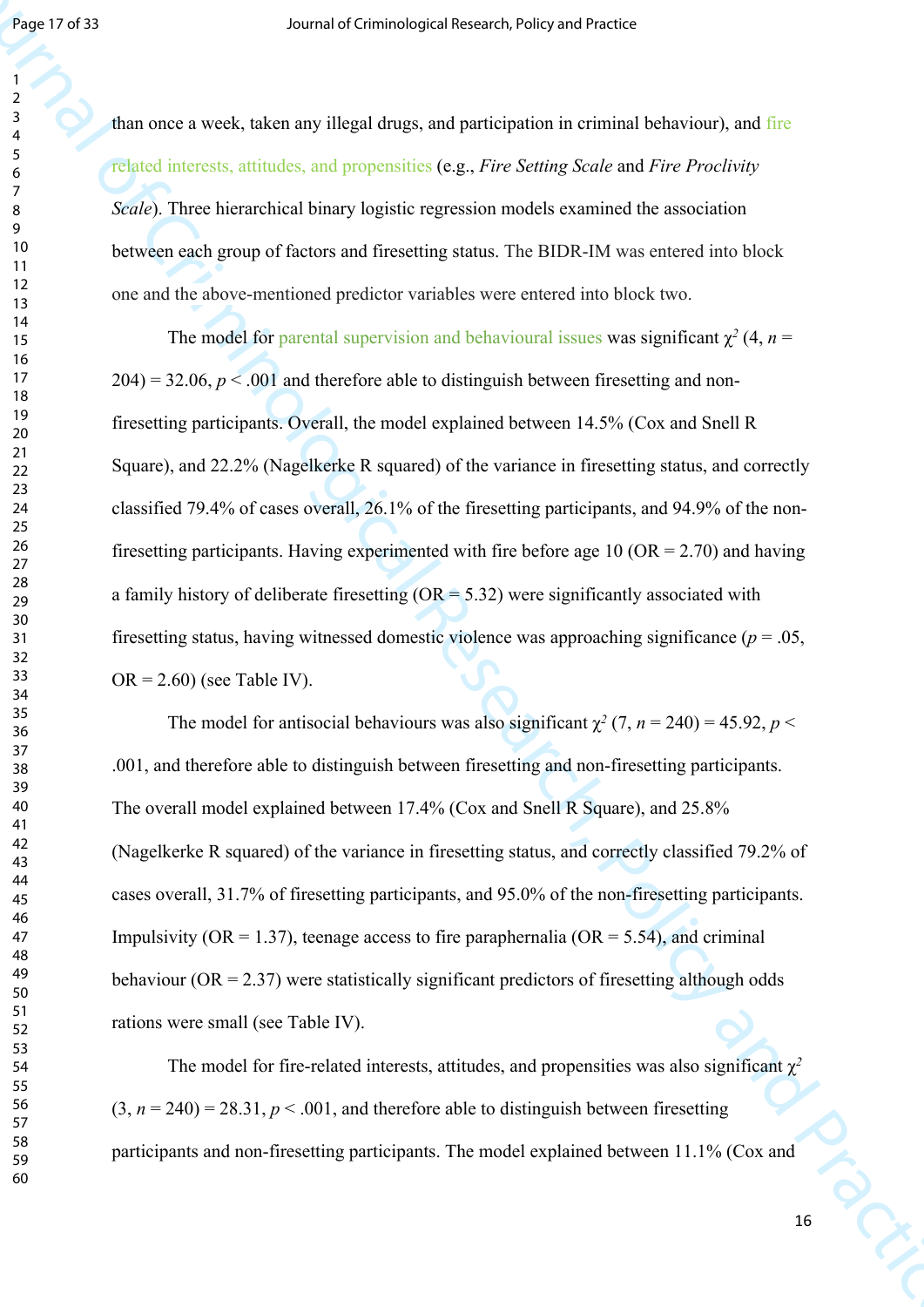than once a week, taken any illegal drugs, and participation in criminal behaviour), and fire related interests, attitudes, and propensities (e.g., *Fire Setting Scale* and *Fire Proclivity Scale*). Three hierarchical binary logistic regression models examined the association between each group of factors and firesetting status. The BIDR-IM was entered into block one and the above-mentioned predictor variables were entered into block two.

The model for parental supervision and behavioural issues was significant $\chi^2$ (4, $n$ = 204) = 32.06, $p < .001$ and therefore able to distinguish between firesetting and non-firesetting participants. Overall, the model explained between 14.5% (Cox and Snell R Square), and 22.2% (Nagelkerke R squared) of the variance in firesetting status, and correctly classified 79.4% of cases overall, 26.1% of the firesetting participants, and 94.9% of the non-firesetting participants. Having experimented with fire before age 10 (OR = 2.70) and having a family history of deliberate firesetting (OR = 5.32) were significantly associated with firesetting status, having witnessed domestic violence was approaching significance ($p = .05$, OR = 2.60) (see Table IV).

The model for antisocial behaviours was also significant $\chi^2$ (7, $n$ = 240) = 45.92, $p < .001$, and therefore able to distinguish between firesetting and non-firesetting participants. The overall model explained between 17.4% (Cox and Snell R Square), and 25.8% (Nagelkerke R squared) of the variance in firesetting status, and correctly classified 79.2% of cases overall, 31.7% of firesetting participants, and 95.0% of the non-firesetting participants. Impulsivity (OR = 1.37), teenage access to fire paraphernalia (OR = 5.54), and criminal behaviour (OR = 2.37) were statistically significant predictors of firesetting although odds rations were small (see Table IV).

The model for fire-related interests, attitudes, and propensities was also significant $\chi^2$ (3, $n$ = 240) = 28.31, $p < .001$, and therefore able to distinguish between firesetting participants and non-firesetting participants. The model explained between 11.1% (Cox and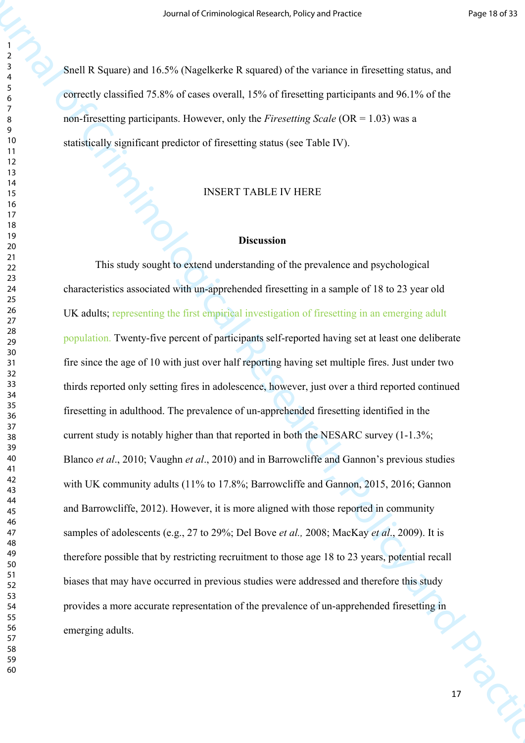Snell R Square) and 16.5% (Nagelkerke R squared) of the variance in firesetting status, and correctly classified 75.8% of cases overall, 15% of firesetting participants and 96.1% of the non-firesetting participants. However, only the *Firesetting Scale* (OR = 1.03) was a statistically significant predictor of firesetting status (see Table IV).

INSERT TABLE IV HERE

## Discussion

This study sought to extend understanding of the prevalence and psychological characteristics associated with un-apprehended firesetting in a sample of 18 to 23 year old UK adults; representing the first empirical investigation of firesetting in an emerging adult population. Twenty-five percent of participants self-reported having set at least one deliberate fire since the age of 10 with just over half reporting having set multiple fires. Just under two thirds reported only setting fires in adolescence, however, just over a third reported continued firesetting in adulthood. The prevalence of un-apprehended firesetting identified in the current study is notably higher than that reported in both the NESARC survey (1-1.3%; Blanco *et al*., 2010; Vaughn *et al*., 2010) and in Barrowcliffe and Gannon's previous studies with UK community adults (11% to 17.8%; Barrowcliffe and Gannon, 2015, 2016; Gannon and Barrowcliffe, 2012). However, it is more aligned with those reported in community samples of adolescents (e.g., 27 to 29%; Del Bove *et al.,* 2008; MacKay *et al*., 2009). It is therefore possible that by restricting recruitment to those age 18 to 23 years, potential recall biases that may have occurred in previous studies were addressed and therefore this study provides a more accurate representation of the prevalence of un-apprehended firesetting in emerging adults.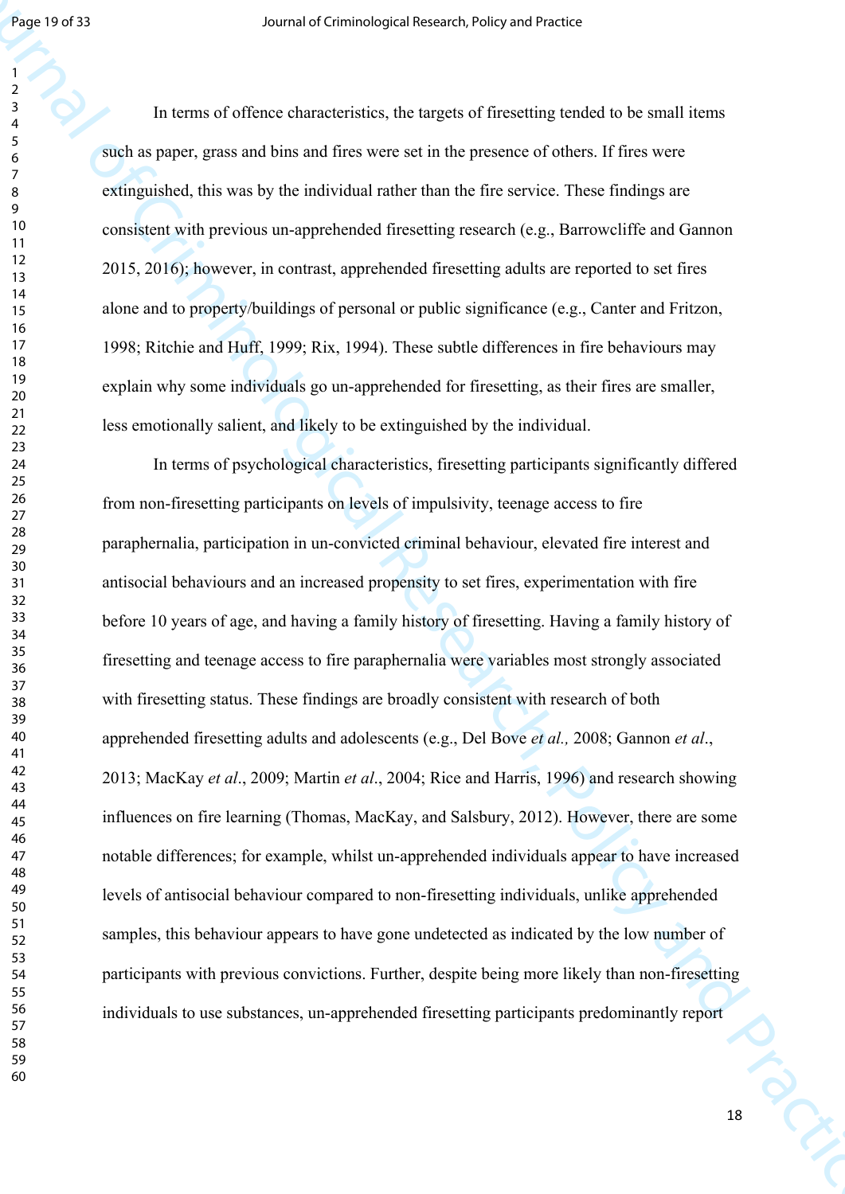In terms of offence characteristics, the targets of firesetting tended to be small items such as paper, grass and bins and fires were set in the presence of others. If fires were extinguished, this was by the individual rather than the fire service. These findings are consistent with previous un-apprehended firesetting research (e.g., Barrowcliffe and Gannon 2015, 2016); however, in contrast, apprehended firesetting adults are reported to set fires alone and to property/buildings of personal or public significance (e.g., Canter and Fritzon, 1998; Ritchie and Huff, 1999; Rix, 1994). These subtle differences in fire behaviours may explain why some individuals go un-apprehended for firesetting, as their fires are smaller, less emotionally salient, and likely to be extinguished by the individual.

In terms of psychological characteristics, firesetting participants significantly differed from non-firesetting participants on levels of impulsivity, teenage access to fire paraphernalia, participation in un-convicted criminal behaviour, elevated fire interest and antisocial behaviours and an increased propensity to set fires, experimentation with fire before 10 years of age, and having a family history of firesetting. Having a family history of firesetting and teenage access to fire paraphernalia were variables most strongly associated with firesetting status. These findings are broadly consistent with research of both apprehended firesetting adults and adolescents (e.g., Del Bove *et al.,* 2008; Gannon *et al*., 2013; MacKay *et al*., 2009; Martin *et al*., 2004; Rice and Harris, 1996) and research showing influences on fire learning (Thomas, MacKay, and Salsbury, 2012). However, there are some notable differences; for example, whilst un-apprehended individuals appear to have increased levels of antisocial behaviour compared to non-firesetting individuals, unlike apprehended samples, this behaviour appears to have gone undetected as indicated by the low number of participants with previous convictions. Further, despite being more likely than non-firesetting individuals to use substances, un-apprehended firesetting participants predominantly report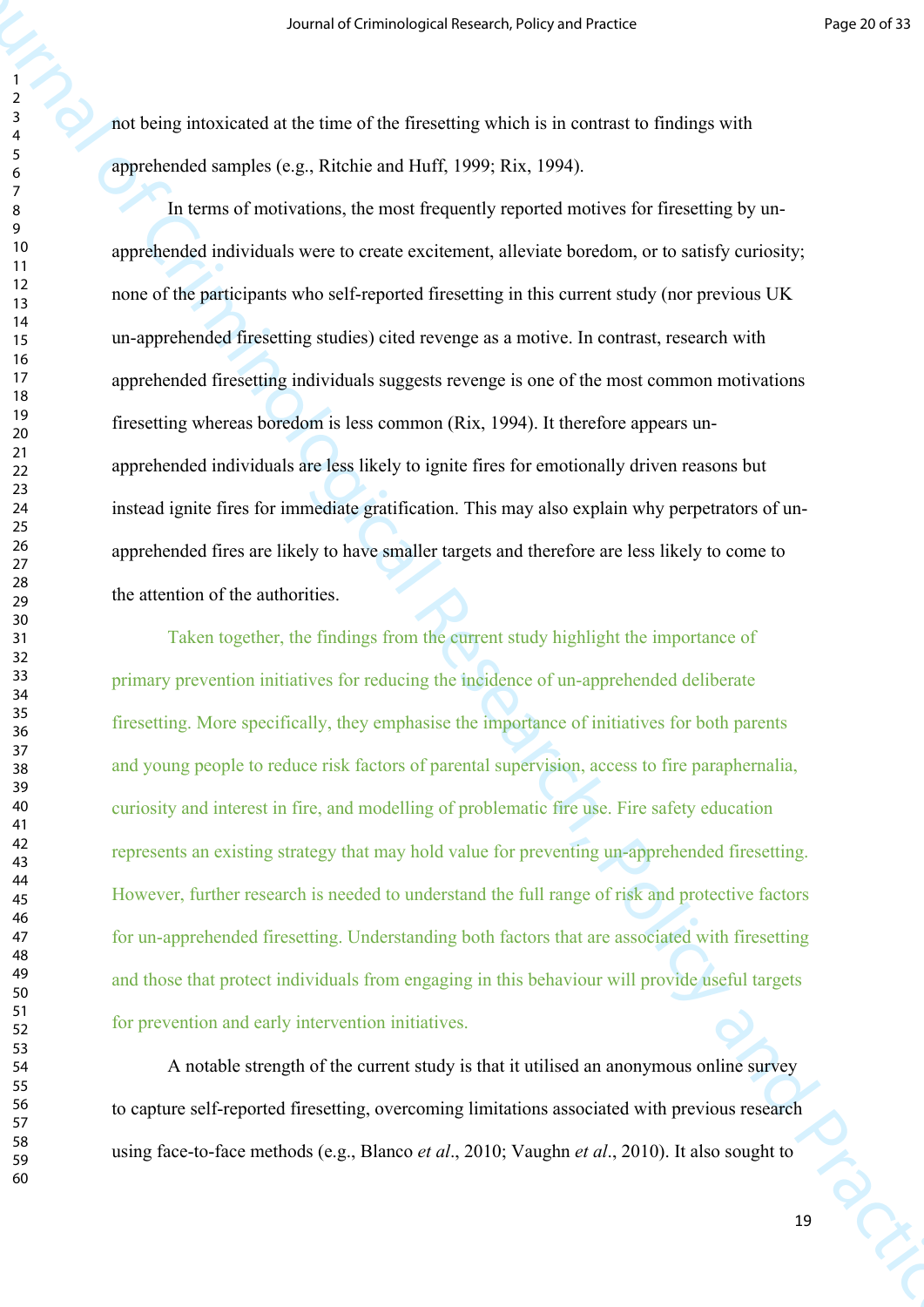not being intoxicated at the time of the firesetting which is in contrast to findings with apprehended samples (e.g., Ritchie and Huff, 1999; Rix, 1994).

In terms of motivations, the most frequently reported motives for firesetting by un-apprehended individuals were to create excitement, alleviate boredom, or to satisfy curiosity; none of the participants who self-reported firesetting in this current study (nor previous UK un-apprehended firesetting studies) cited revenge as a motive. In contrast, research with apprehended firesetting individuals suggests revenge is one of the most common motivations firesetting whereas boredom is less common (Rix, 1994). It therefore appears un-apprehended individuals are less likely to ignite fires for emotionally driven reasons but instead ignite fires for immediate gratification. This may also explain why perpetrators of un-apprehended fires are likely to have smaller targets and therefore are less likely to come to the attention of the authorities.

Taken together, the findings from the current study highlight the importance of primary prevention initiatives for reducing the incidence of un-apprehended deliberate firesetting. More specifically, they emphasise the importance of initiatives for both parents and young people to reduce risk factors of parental supervision, access to fire paraphernalia, curiosity and interest in fire, and modelling of problematic fire use. Fire safety education represents an existing strategy that may hold value for preventing un-apprehended firesetting. However, further research is needed to understand the full range of risk and protective factors for un-apprehended firesetting. Understanding both factors that are associated with firesetting and those that protect individuals from engaging in this behaviour will provide useful targets for prevention and early intervention initiatives.

A notable strength of the current study is that it utilised an anonymous online survey to capture self-reported firesetting, overcoming limitations associated with previous research using face-to-face methods (e.g., Blanco *et al*., 2010; Vaughn *et al*., 2010). It also sought to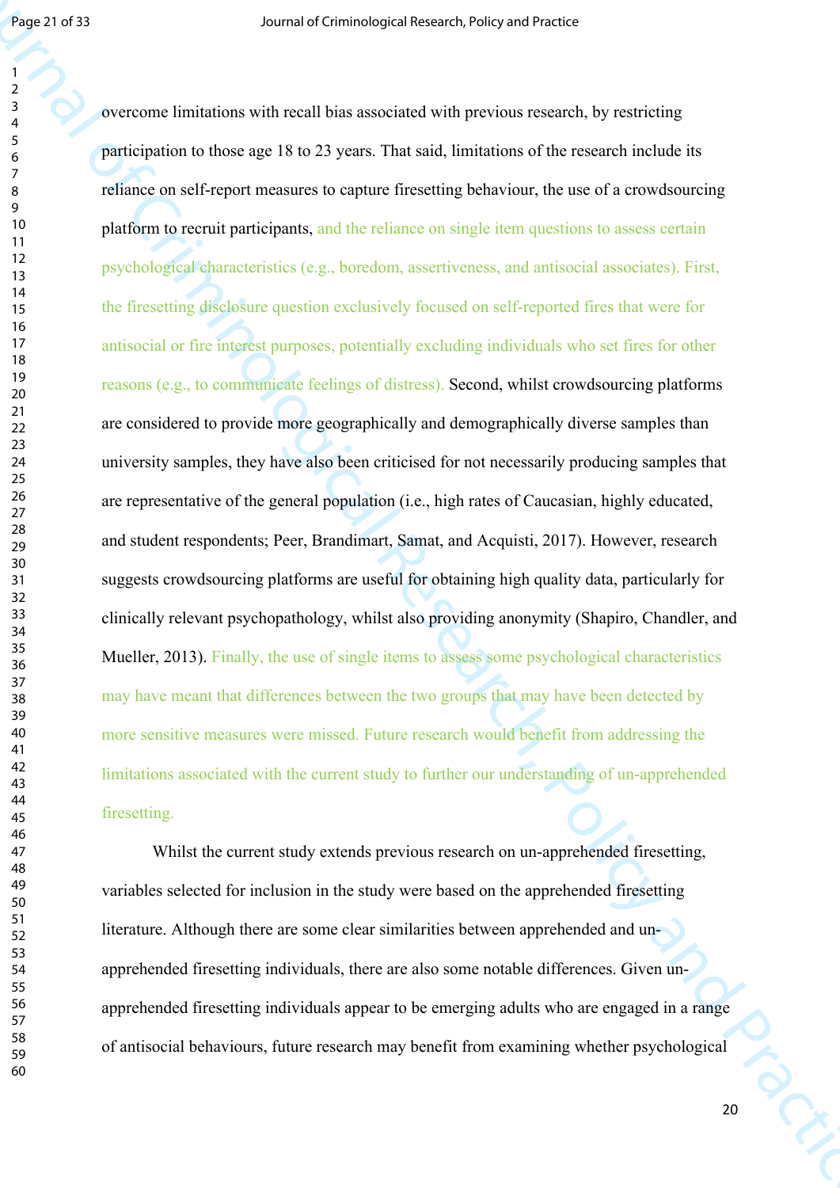overcome limitations with recall bias associated with previous research, by restricting participation to those age 18 to 23 years. That said, limitations of the research include its reliance on self-report measures to capture firesetting behaviour, the use of a crowdsourcing platform to recruit participants, and the reliance on single item questions to assess certain psychological characteristics (e.g., boredom, assertiveness, and antisocial associates). First, the firesetting disclosure question exclusively focused on self-reported fires that were for antisocial or fire interest purposes, potentially excluding individuals who set fires for other reasons (e.g., to communicate feelings of distress). Second, whilst crowdsourcing platforms are considered to provide more geographically and demographically diverse samples than university samples, they have also been criticised for not necessarily producing samples that are representative of the general population (i.e., high rates of Caucasian, highly educated, and student respondents; Peer, Brandimart, Samat, and Acquisti, 2017). However, research suggests crowdsourcing platforms are useful for obtaining high quality data, particularly for clinically relevant psychopathology, whilst also providing anonymity (Shapiro, Chandler, and Mueller, 2013). Finally, the use of single items to assess some psychological characteristics may have meant that differences between the two groups that may have been detected by more sensitive measures were missed. Future research would benefit from addressing the limitations associated with the current study to further our understanding of un-apprehended firesetting.

Whilst the current study extends previous research on un-apprehended firesetting, variables selected for inclusion in the study were based on the apprehended firesetting literature. Although there are some clear similarities between apprehended and un-apprehended firesetting individuals, there are also some notable differences. Given un-apprehended firesetting individuals appear to be emerging adults who are engaged in a range of antisocial behaviours, future research may benefit from examining whether psychological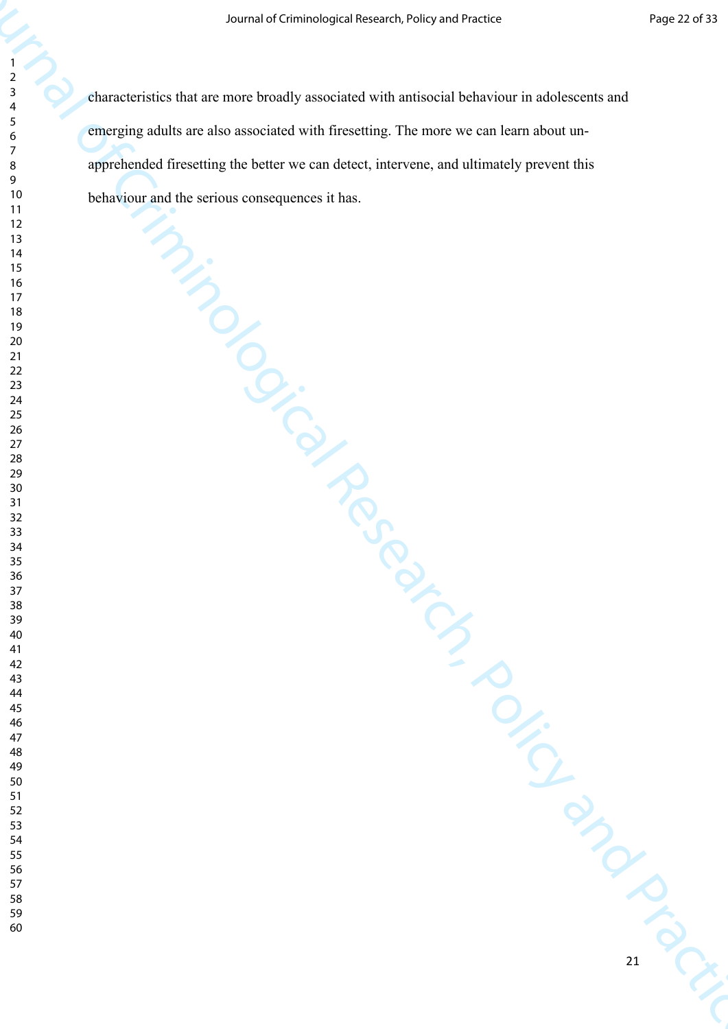characteristics that are more broadly associated with antisocial behaviour in adolescents and emerging adults are also associated with firesetting. The more we can learn about un-apprehended firesetting the better we can detect, intervene, and ultimately prevent this behaviour and the serious consequences it has.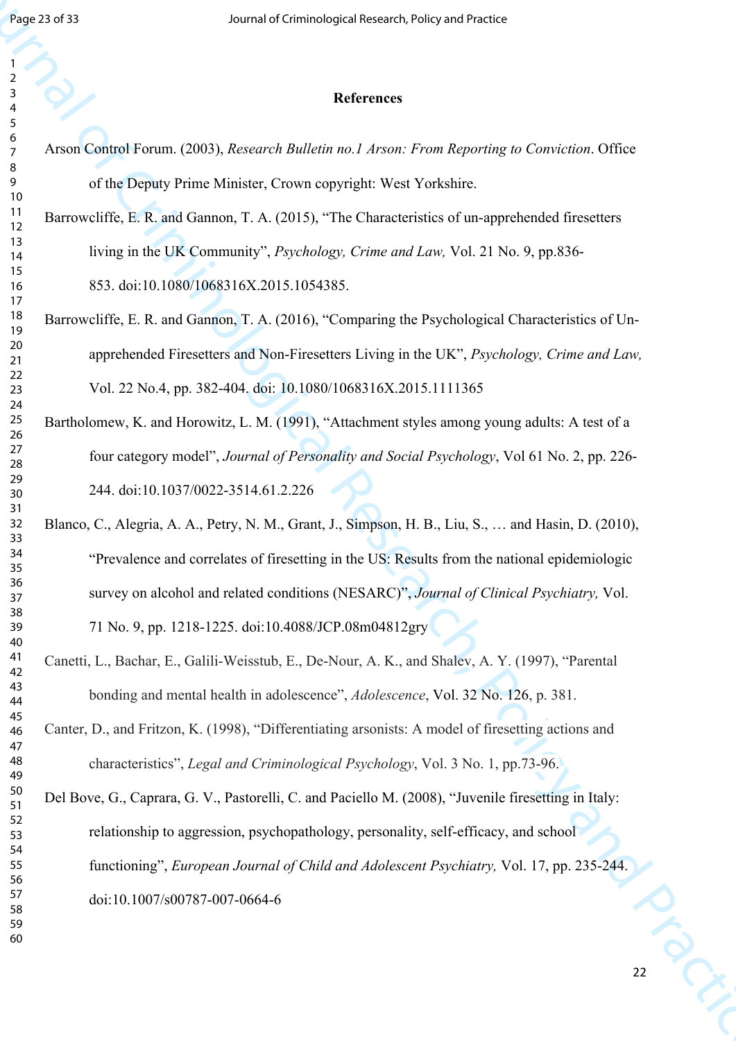## References

Arson Control Forum. (2003), *Research Bulletin no.1 Arson: From Reporting to Conviction*. Office of the Deputy Prime Minister, Crown copyright: West Yorkshire.

Barrowcliffe, E. R. and Gannon, T. A. (2015), "The Characteristics of un-apprehended firesetters living in the UK Community", *Psychology, Crime and Law,* Vol. 21 No. 9, pp.836-853. doi:10.1080/1068316X.2015.1054385.

Barrowcliffe, E. R. and Gannon, T. A. (2016), "Comparing the Psychological Characteristics of Un-apprehended Firesetters and Non-Firesetters Living in the UK", *Psychology, Crime and Law,* Vol. 22 No.4, pp. 382-404. doi: 10.1080/1068316X.2015.1111365

Bartholomew, K. and Horowitz, L. M. (1991), "Attachment styles among young adults: A test of a four category model", *Journal of Personality and Social Psychology*, Vol 61 No. 2, pp. 226-244. doi:10.1037/0022-3514.61.2.226

Blanco, C., Alegria, A. A., Petry, N. M., Grant, J., Simpson, H. B., Liu, S., … and Hasin, D. (2010), "Prevalence and correlates of firesetting in the US: Results from the national epidemiologic survey on alcohol and related conditions (NESARC)", *Journal of Clinical Psychiatry,* Vol. 71 No. 9, pp. 1218-1225. doi:10.4088/JCP.08m04812gry

Canetti, L., Bachar, E., Galili-Weisstub, E., De-Nour, A. K., and Shalev, A. Y. (1997), "Parental bonding and mental health in adolescence", *Adolescence*, Vol. 32 No. 126, p. 381.

Canter, D., and Fritzon, K. (1998), "Differentiating arsonists: A model of firesetting actions and characteristics", *Legal and Criminological Psychology*, Vol. 3 No. 1, pp.73-96.

Del Bove, G., Caprara, G. V., Pastorelli, C. and Paciello M. (2008), "Juvenile firesetting in Italy: relationship to aggression, psychopathology, personality, self-efficacy, and school functioning", *European Journal of Child and Adolescent Psychiatry,* Vol. 17, pp. 235-244. doi:10.1007/s00787-007-0664-6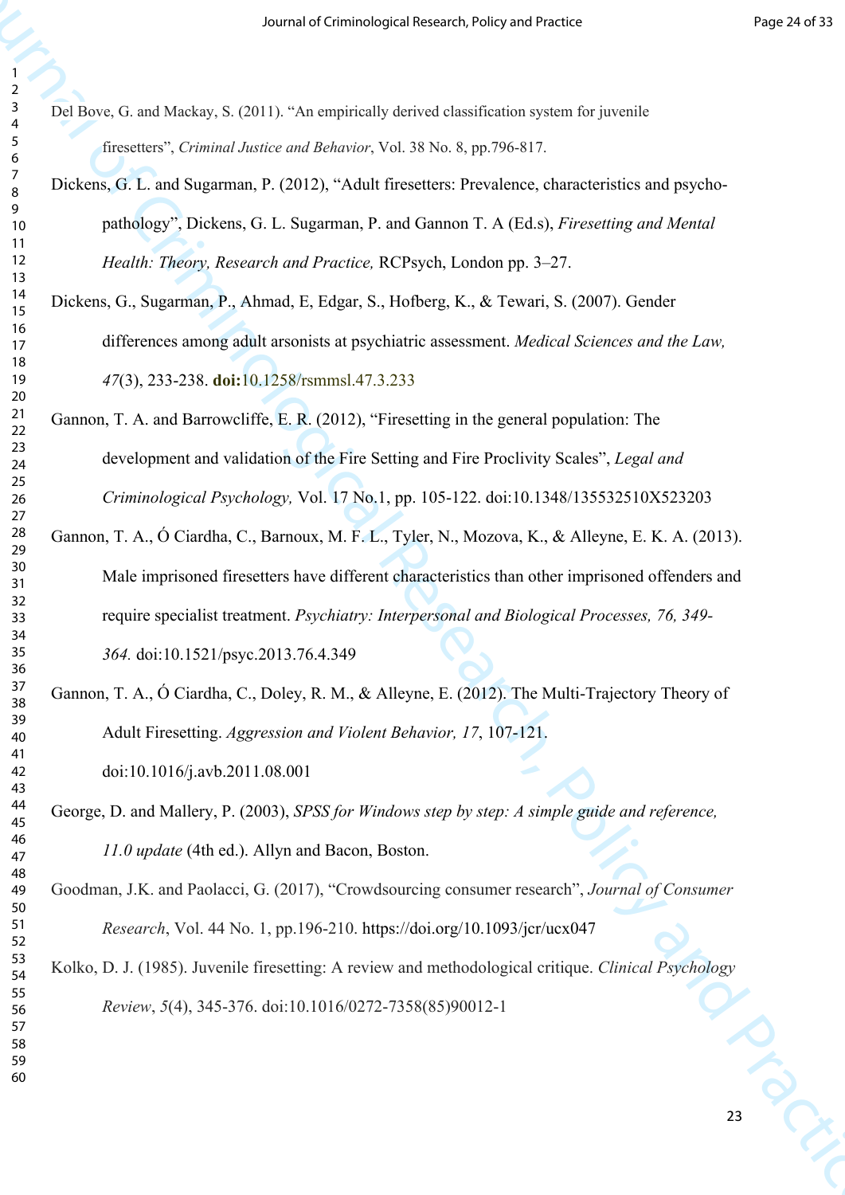Del Bove, G. and Mackay, S. (2011). "An empirically derived classification system for juvenile firesetters", *Criminal Justice and Behavior*, Vol. 38 No. 8, pp.796-817.

Dickens, G. L. and Sugarman, P. (2012), "Adult firesetters: Prevalence, characteristics and psycho-pathology", Dickens, G. L. Sugarman, P. and Gannon T. A (Ed.s), *Firesetting and Mental Health: Theory, Research and Practice,* RCPsych, London pp. 3–27.

Dickens, G., Sugarman, P., Ahmad, E, Edgar, S., Hofberg, K., & Tewari, S. (2007). Gender differences among adult arsonists at psychiatric assessment. *Medical Sciences and the Law, 47*(3), 233-238. **doi:**10.1258/rsmmsl.47.3.233

Gannon, T. A. and Barrowcliffe, E. R. (2012), "Firesetting in the general population: The development and validation of the Fire Setting and Fire Proclivity Scales", *Legal and Criminological Psychology,* Vol. 17 No.1, pp. 105-122. doi:10.1348/135532510X523203

Gannon, T. A., Ó Ciardha, C., Barnoux, M. F. L., Tyler, N., Mozova, K., & Alleyne, E. K. A. (2013). Male imprisoned firesetters have different characteristics than other imprisoned offenders and require specialist treatment. *Psychiatry: Interpersonal and Biological Processes, 76, 349-364.* doi:10.1521/psyc.2013.76.4.349

Gannon, T. A., Ó Ciardha, C., Doley, R. M., & Alleyne, E. (2012). The Multi-Trajectory Theory of Adult Firesetting. *Aggression and Violent Behavior, 17*, 107-121. doi:10.1016/j.avb.2011.08.001

George, D. and Mallery, P. (2003), *SPSS for Windows step by step: A simple guide and reference, 11.0 update* (4th ed.). Allyn and Bacon, Boston.

Goodman, J.K. and Paolacci, G. (2017), "Crowdsourcing consumer research", *Journal of Consumer Research*, Vol. 44 No. 1, pp.196-210. https://doi.org/10.1093/jcr/ucx047

Kolko, D. J. (1985). Juvenile firesetting: A review and methodological critique. *Clinical Psychology Review*, *5*(4), 345-376. doi:10.1016/0272-7358(85)90012-1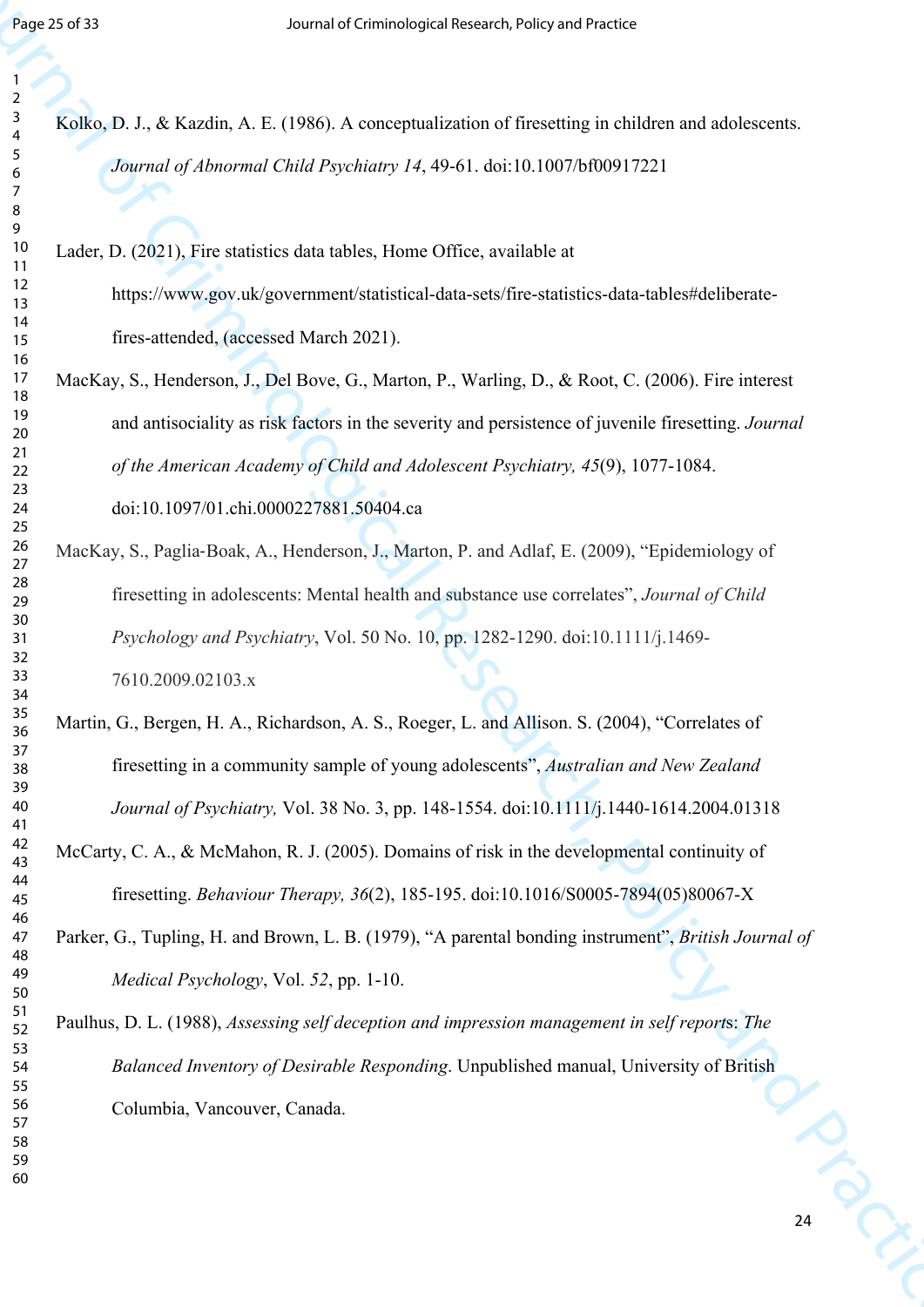Kolko, D. J., & Kazdin, A. E. (1986). A conceptualization of firesetting in children and adolescents. *Journal of Abnormal Child Psychiatry 14*, 49-61. doi:10.1007/bf00917221

Lader, D. (2021), Fire statistics data tables, Home Office, available at https://www.gov.uk/government/statistical-data-sets/fire-statistics-data-tables#deliberate-fires-attended, (accessed March 2021).

MacKay, S., Henderson, J., Del Bove, G., Marton, P., Warling, D., & Root, C. (2006). Fire interest and antisociality as risk factors in the severity and persistence of juvenile firesetting. *Journal of the American Academy of Child and Adolescent Psychiatry, 45*(9), 1077-1084. doi:10.1097/01.chi.0000227881.50404.ca

MacKay, S., Paglia-Boak, A., Henderson, J., Marton, P. and Adlaf, E. (2009), "Epidemiology of firesetting in adolescents: Mental health and substance use correlates", *Journal of Child Psychology and Psychiatry*, Vol. 50 No. 10, pp. 1282-1290. doi:10.1111/j.1469-7610.2009.02103.x

Martin, G., Bergen, H. A., Richardson, A. S., Roeger, L. and Allison. S. (2004), "Correlates of firesetting in a community sample of young adolescents", *Australian and New Zealand Journal of Psychiatry,* Vol. 38 No. 3, pp. 148-1554. doi:10.1111/j.1440-1614.2004.01318

McCarty, C. A., & McMahon, R. J. (2005). Domains of risk in the developmental continuity of firesetting. *Behaviour Therapy, 36*(2), 185-195. doi:10.1016/S0005-7894(05)80067-X

Parker, G., Tupling, H. and Brown, L. B. (1979), "A parental bonding instrument", *British Journal of Medical Psychology*, Vol. *52*, pp. 1-10.

Paulhus, D. L. (1988), *Assessing self deception and impression management in self reports*: *The Balanced Inventory of Desirable Responding*. Unpublished manual, University of British Columbia, Vancouver, Canada.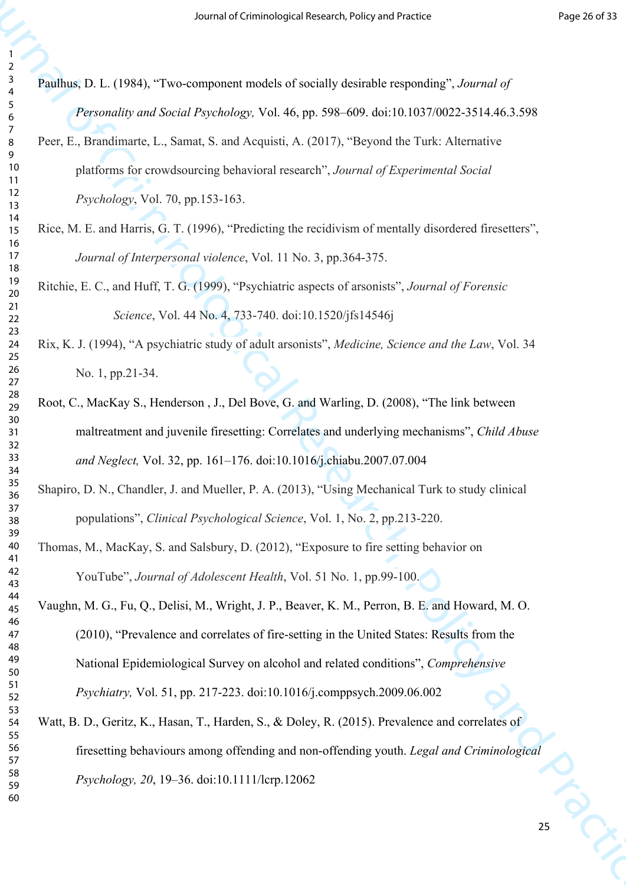Paulhus, D. L. (1984), "Two-component models of socially desirable responding", *Journal of Personality and Social Psychology,* Vol. 46, pp. 598–609. doi:10.1037/0022-3514.46.3.598

Peer, E., Brandimarte, L., Samat, S. and Acquisti, A. (2017), "Beyond the Turk: Alternative platforms for crowdsourcing behavioral research", *Journal of Experimental Social Psychology*, Vol. 70, pp.153-163.

Rice, M. E. and Harris, G. T. (1996), "Predicting the recidivism of mentally disordered firesetters", *Journal of Interpersonal violence*, Vol. 11 No. 3, pp.364-375.

Ritchie, E. C., and Huff, T. G. (1999), "Psychiatric aspects of arsonists", *Journal of Forensic Science*, Vol. 44 No. 4, 733-740. doi:10.1520/jfs14546j

Rix, K. J. (1994), "A psychiatric study of adult arsonists", *Medicine, Science and the Law*, Vol. 34 No. 1, pp.21-34.

Root, C., MacKay S., Henderson , J., Del Bove, G. and Warling, D. (2008), "The link between maltreatment and juvenile firesetting: Correlates and underlying mechanisms", *Child Abuse and Neglect,* Vol. 32, pp. 161–176. doi:10.1016/j.chiabu.2007.07.004

Shapiro, D. N., Chandler, J. and Mueller, P. A. (2013), "Using Mechanical Turk to study clinical populations", *Clinical Psychological Science*, Vol. 1, No. 2, pp.213-220.

Thomas, M., MacKay, S. and Salsbury, D. (2012), "Exposure to fire setting behavior on YouTube", *Journal of Adolescent Health*, Vol. 51 No. 1, pp.99-100.

Vaughn, M. G., Fu, Q., Delisi, M., Wright, J. P., Beaver, K. M., Perron, B. E. and Howard, M. O. (2010), "Prevalence and correlates of fire-setting in the United States: Results from the National Epidemiological Survey on alcohol and related conditions", *Comprehensive Psychiatry,* Vol. 51, pp. 217-223. doi:10.1016/j.comppsych.2009.06.002

Watt, B. D., Geritz, K., Hasan, T., Harden, S., & Doley, R. (2015). Prevalence and correlates of firesetting behaviours among offending and non-offending youth. *Legal and Criminological Psychology, 20*, 19–36. doi:10.1111/lcrp.12062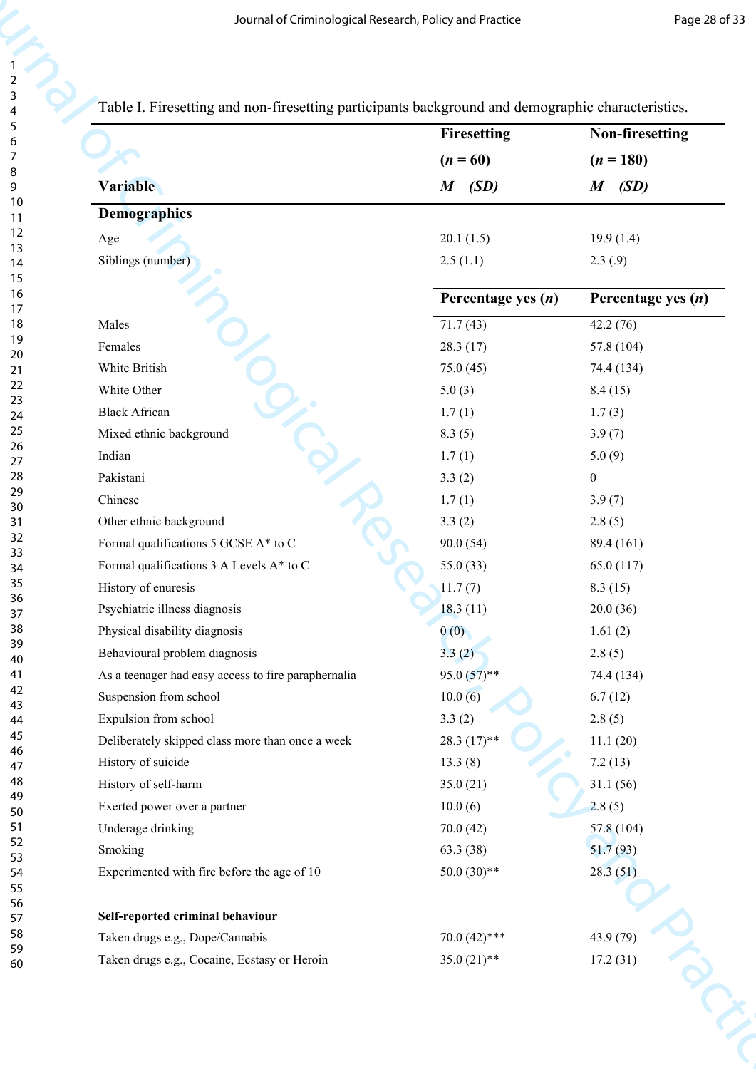Table I. Firesetting and non-firesetting participants background and demographic characteristics.

| Variable | Firesetting ($n$ = 60) *M (SD)* | Non-firesetting ($n$ = 180) *M (SD)* |
|---|---|---|
| **Demographics** | | |
| Age | 20.1 (1.5) | 19.9 (1.4) |
| Siblings (number) | 2.5 (1.1) | 2.3 (.9) |
| | **Percentage yes (*n*)** | **Percentage yes (*n*)** |
| Males | 71.7 (43) | 42.2 (76) |
| Females | 28.3 (17) | 57.8 (104) |
| White British | 75.0 (45) | 74.4 (134) |
| White Other | 5.0 (3) | 8.4 (15) |
| Black African | 1.7 (1) | 1.7 (3) |
| Mixed ethnic background | 8.3 (5) | 3.9 (7) |
| Indian | 1.7 (1) | 5.0 (9) |
| Pakistani | 3.3 (2) | 0 |
| Chinese | 1.7 (1) | 3.9 (7) |
| Other ethnic background | 3.3 (2) | 2.8 (5) |
| Formal qualifications 5 GCSE A* to C | 90.0 (54) | 89.4 (161) |
| Formal qualifications 3 A Levels A* to C | 55.0 (33) | 65.0 (117) |
| History of enuresis | 11.7 (7) | 8.3 (15) |
| Psychiatric illness diagnosis | 18.3 (11) | 20.0 (36) |
| Physical disability diagnosis | 0 (0) | 1.61 (2) |
| Behavioural problem diagnosis | 3.3 (2) | 2.8 (5) |
| As a teenager had easy access to fire paraphernalia | 95.0 (57)** | 74.4 (134) |
| Suspension from school | 10.0 (6) | 6.7 (12) |
| Expulsion from school | 3.3 (2) | 2.8 (5) |
| Deliberately skipped class more than once a week | 28.3 (17)** | 11.1 (20) |
| History of suicide | 13.3 (8) | 7.2 (13) |
| History of self-harm | 35.0 (21) | 31.1 (56) |
| Exerted power over a partner | 10.0 (6) | 2.8 (5) |
| Underage drinking | 70.0 (42) | 57.8 (104) |
| Smoking | 63.3 (38) | 51.7 (93) |
| Experimented with fire before the age of 10 | 50.0 (30)** | 28.3 (51) |
| **Self-reported criminal behaviour** | | |
| Taken drugs e.g., Dope/Cannabis | 70.0 (42)*** | 43.9 (79) |
| Taken drugs e.g., Cocaine, Ecstasy or Heroin | 35.0 (21)** | 17.2 (31) |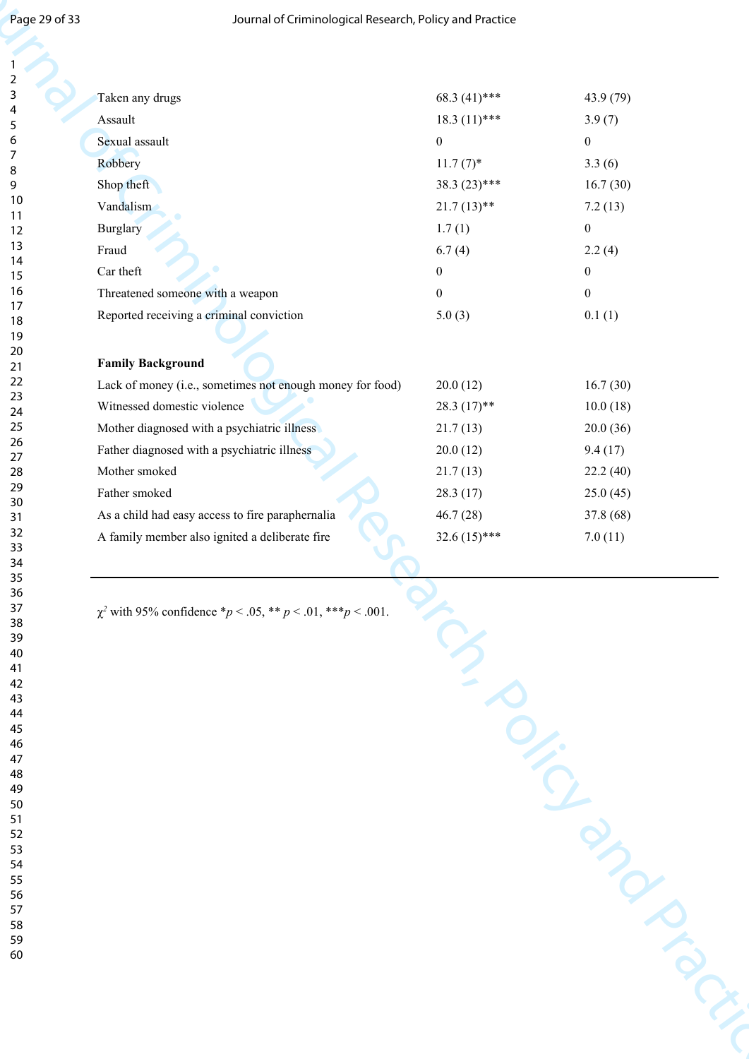| | | |
|---|---|---|
| Taken any drugs | 68.3 (41)*** | 43.9 (79) |
| Assault | 18.3 (11)*** | 3.9 (7) |
| Sexual assault | 0 | 0 |
| Robbery | 11.7 (7)* | 3.3 (6) |
| Shop theft | 38.3 (23)*** | 16.7 (30) |
| Vandalism | 21.7 (13)** | 7.2 (13) |
| Burglary | 1.7 (1) | 0 |
| Fraud | 6.7 (4) | 2.2 (4) |
| Car theft | 0 | 0 |
| Threatened someone with a weapon | 0 | 0 |
| Reported receiving a criminal conviction | 5.0 (3) | 0.1 (1) |
| **Family Background** | | |
| Lack of money (i.e., sometimes not enough money for food) | 20.0 (12) | 16.7 (30) |
| Witnessed domestic violence | 28.3 (17)** | 10.0 (18) |
| Mother diagnosed with a psychiatric illness | 21.7 (13) | 20.0 (36) |
| Father diagnosed with a psychiatric illness | 20.0 (12) | 9.4 (17) |
| Mother smoked | 21.7 (13) | 22.2 (40) |
| Father smoked | 28.3 (17) | 25.0 (45) |
| As a child had easy access to fire paraphernalia | 46.7 (28) | 37.8 (68) |
| A family member also ignited a deliberate fire | 32.6 (15)*** | 7.0 (11) |

$\chi^2$ with 95% confidence *$p < .05$, ** $p < .01$, ***$p < .001$.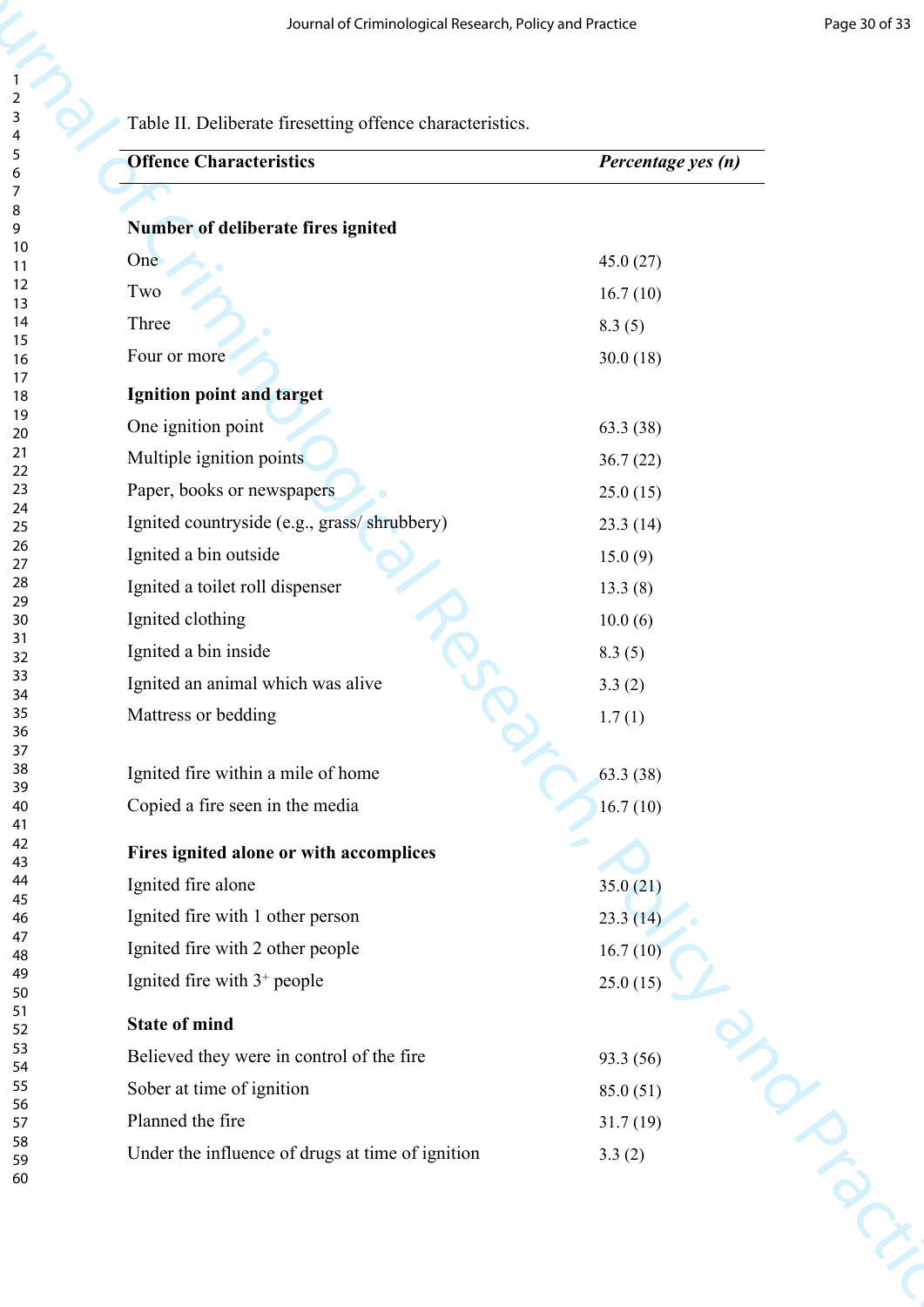Table II. Deliberate firesetting offence characteristics.

| **Offence Characteristics** | ***Percentage yes (n)*** |
|---|---|
| **Number of deliberate fires ignited** | |
| One | 45.0 (27) |
| Two | 16.7 (10) |
| Three | 8.3 (5) |
| Four or more | 30.0 (18) |
| **Ignition point and target** | |
| One ignition point | 63.3 (38) |
| Multiple ignition points | 36.7 (22) |
| Paper, books or newspapers | 25.0 (15) |
| Ignited countryside (e.g., grass/ shrubbery) | 23.3 (14) |
| Ignited a bin outside | 15.0 (9) |
| Ignited a toilet roll dispenser | 13.3 (8) |
| Ignited clothing | 10.0 (6) |
| Ignited a bin inside | 8.3 (5) |
| Ignited an animal which was alive | 3.3 (2) |
| Mattress or bedding | 1.7 (1) |
| | |
| Ignited fire within a mile of home | 63.3 (38) |
| Copied a fire seen in the media | 16.7 (10) |
| **Fires ignited alone or with accomplices** | |
| Ignited fire alone | 35.0 (21) |
| Ignited fire with 1 other person | 23.3 (14) |
| Ignited fire with 2 other people | 16.7 (10) |
| Ignited fire with $3^{+}$ people | 25.0 (15) |
| **State of mind** | |
| Believed they were in control of the fire | 93.3 (56) |
| Sober at time of ignition | 85.0 (51) |
| Planned the fire | 31.7 (19) |
| Under the influence of drugs at time of ignition | 3.3 (2) |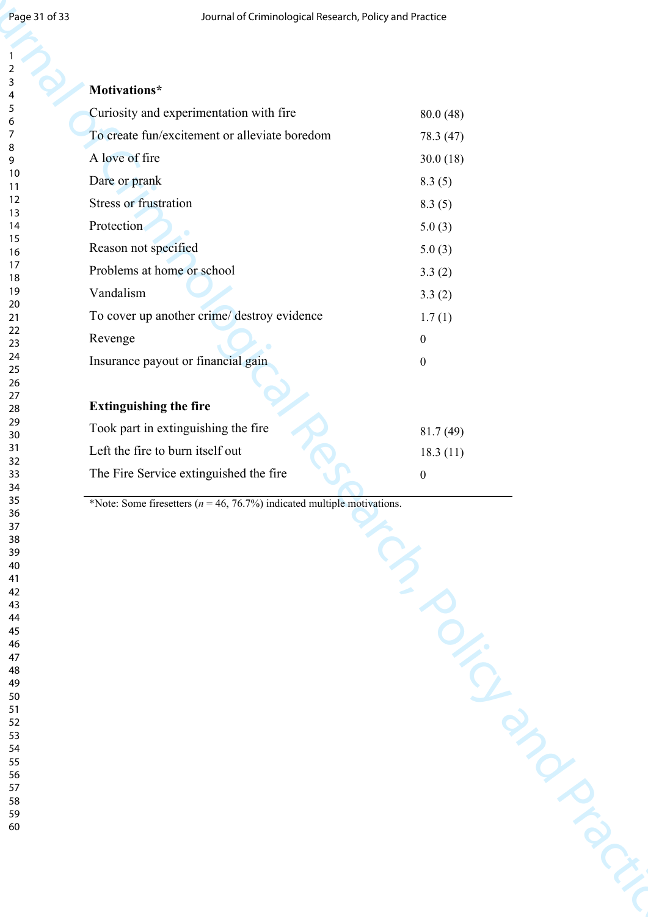| | |
|---|---|
| **Motivations*** | |
| Curiosity and experimentation with fire | 80.0 (48) |
| To create fun/excitement or alleviate boredom | 78.3 (47) |
| A love of fire | 30.0 (18) |
| Dare or prank | 8.3 (5) |
| Stress or frustration | 8.3 (5) |
| Protection | 5.0 (3) |
| Reason not specified | 5.0 (3) |
| Problems at home or school | 3.3 (2) |
| Vandalism | 3.3 (2) |
| To cover up another crime/ destroy evidence | 1.7 (1) |
| Revenge | 0 |
| Insurance payout or financial gain | 0 |
| | |
| **Extinguishing the fire** | |
| Took part in extinguishing the fire | 81.7 (49) |
| Left the fire to burn itself out | 18.3 (11) |
| The Fire Service extinguished the fire | 0 |

*Note: Some firesetters (*n* = 46, 76.7%) indicated multiple motivations.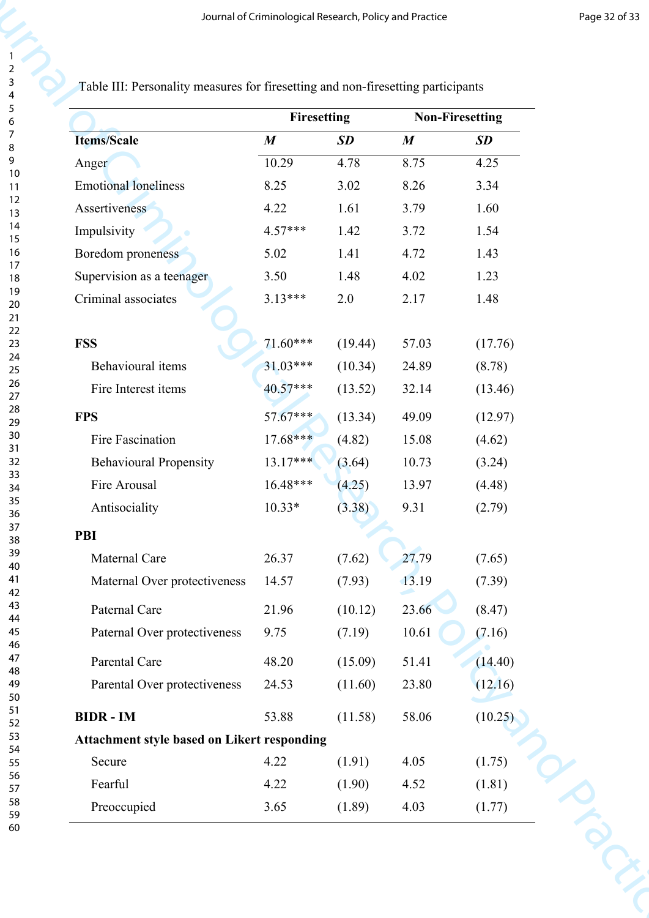Table III: Personality measures for firesetting and non-firesetting participants

| | Firesetting | | Non-Firesetting | |
|---|---|---|---|---|
| **Items/Scale** | ***M*** | ***SD*** | ***M*** | ***SD*** |
| Anger | 10.29 | 4.78 | 8.75 | 4.25 |
| Emotional loneliness | 8.25 | 3.02 | 8.26 | 3.34 |
| Assertiveness | 4.22 | 1.61 | 3.79 | 1.60 |
| Impulsivity | 4.57*** | 1.42 | 3.72 | 1.54 |
| Boredom proneness | 5.02 | 1.41 | 4.72 | 1.43 |
| Supervision as a teenager | 3.50 | 1.48 | 4.02 | 1.23 |
| Criminal associates | 3.13*** | 2.0 | 2.17 | 1.48 |
| | | | | |
| **FSS** | 71.60*** | (19.44) | 57.03 | (17.76) |
| Behavioural items | 31.03*** | (10.34) | 24.89 | (8.78) |
| Fire Interest items | 40.57*** | (13.52) | 32.14 | (13.46) |
| **FPS** | 57.67*** | (13.34) | 49.09 | (12.97) |
| Fire Fascination | 17.68*** | (4.82) | 15.08 | (4.62) |
| Behavioural Propensity | 13.17*** | (3.64) | 10.73 | (3.24) |
| Fire Arousal | 16.48*** | (4.25) | 13.97 | (4.48) |
| Antisociality | 10.33* | (3.38) | 9.31 | (2.79) |
| **PBI** | | | | |
| Maternal Care | 26.37 | (7.62) | 27.79 | (7.65) |
| Maternal Over protectiveness | 14.57 | (7.93) | 13.19 | (7.39) |
| Paternal Care | 21.96 | (10.12) | 23.66 | (8.47) |
| Paternal Over protectiveness | 9.75 | (7.19) | 10.61 | (7.16) |
| Parental Care | 48.20 | (15.09) | 51.41 | (14.40) |
| Parental Over protectiveness | 24.53 | (11.60) | 23.80 | (12.16) |
| **BIDR - IM** | 53.88 | (11.58) | 58.06 | (10.25) |
| **Attachment style based on Likert responding** | | | | |
| Secure | 4.22 | (1.91) | 4.05 | (1.75) |
| Fearful | 4.22 | (1.90) | 4.52 | (1.81) |
| Preoccupied | 3.65 | (1.89) | 4.03 | (1.77) |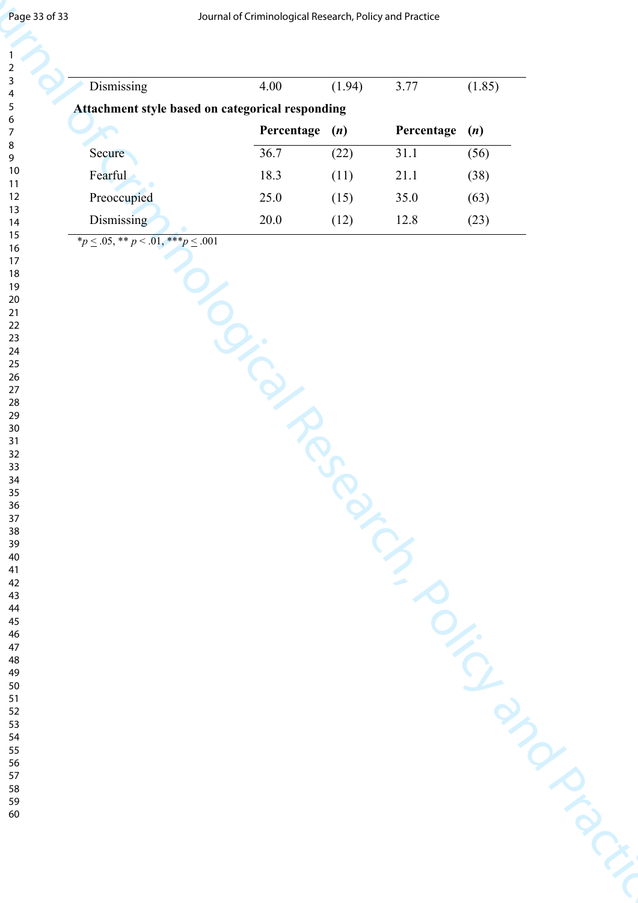| | | | | |
|---|---|---|---|---|
| Dismissing | 4.00 | (1.94) | 3.77 | (1.85) |
| **Attachment style based on categorical responding** | | | | |
| | **Percentage** | **(*n*)** | **Percentage** | **(*n*)** |
| Secure | 36.7 | (22) | 31.1 | (56) |
| Fearful | 18.3 | (11) | 21.1 | (38) |
| Preoccupied | 25.0 | (15) | 35.0 | (63) |
| Dismissing | 20.0 | (12) | 12.8 | (23) |

*$p \leq .05$, ** $p < .01$, ***$p \leq .001$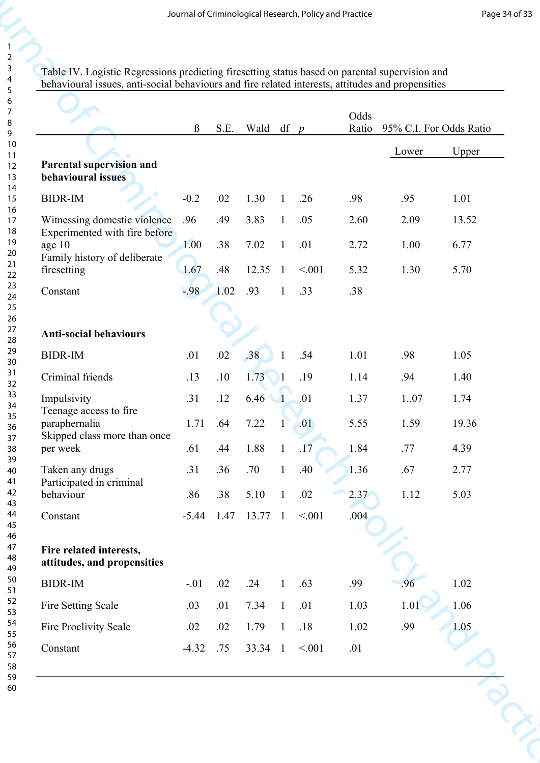Table IV. Logistic Regressions predicting firesetting status based on parental supervision and behavioural issues, anti-social behaviours and fire related interests, attitudes and propensities

| | ß | S.E. | Wald | df | *p* | Odds Ratio | 95% C.I. For Odds Ratio | |
|---|---|---|---|---|---|---|---|---|
| | | | | | | | Lower | Upper |
| **Parental supervision and behavioural issues** | | | | | | | | |
| BIDR-IM | -0.2 | .02 | 1.30 | 1 | .26 | .98 | .95 | 1.01 |
| Witnessing domestic violence | .96 | .49 | 3.83 | 1 | .05 | 2.60 | 2.09 | 13.52 |
| Experimented with fire before age 10 | 1.00 | .38 | 7.02 | 1 | .01 | 2.72 | 1.00 | 6.77 |
| Family history of deliberate firesetting | 1.67 | .48 | 12.35 | 1 | <.001 | 5.32 | 1.30 | 5.70 |
| Constant | -.98 | 1.02 | .93 | 1 | .33 | .38 | | |
| **Anti-social behaviours** | | | | | | | | |
| BIDR-IM | .01 | .02 | .38 | 1 | .54 | 1.01 | .98 | 1.05 |
| Criminal friends | .13 | .10 | 1.73 | 1 | .19 | 1.14 | .94 | 1.40 |
| Impulsivity | .31 | .12 | 6.46 | 1 | .01 | 1.37 | 1..07 | 1.74 |
| Teenage access to fire paraphernalia | 1.71 | .64 | 7.22 | 1 | .01 | 5.55 | 1.59 | 19.36 |
| Skipped class more than once per week | .61 | .44 | 1.88 | 1 | .17 | 1.84 | .77 | 4.39 |
| Taken any drugs | .31 | .36 | .70 | 1 | .40 | 1.36 | .67 | 2.77 |
| Participated in criminal behaviour | .86 | .38 | 5.10 | 1 | .02 | 2.37 | 1.12 | 5.03 |
| Constant | -5.44 | 1.47 | 13.77 | 1 | <.001 | .004 | | |
| **Fire related interests, attitudes, and propensities** | | | | | | | | |
| BIDR-IM | -.01 | .02 | .24 | 1 | .63 | .99 | .96 | 1.02 |
| Fire Setting Scale | .03 | .01 | 7.34 | 1 | .01 | 1.03 | 1.01 | 1.06 |
| Fire Proclivity Scale | .02 | .02 | 1.79 | 1 | .18 | 1.02 | .99 | 1.05 |
| Constant | -4.32 | .75 | 33.34 | 1 | <.001 | .01 | | |